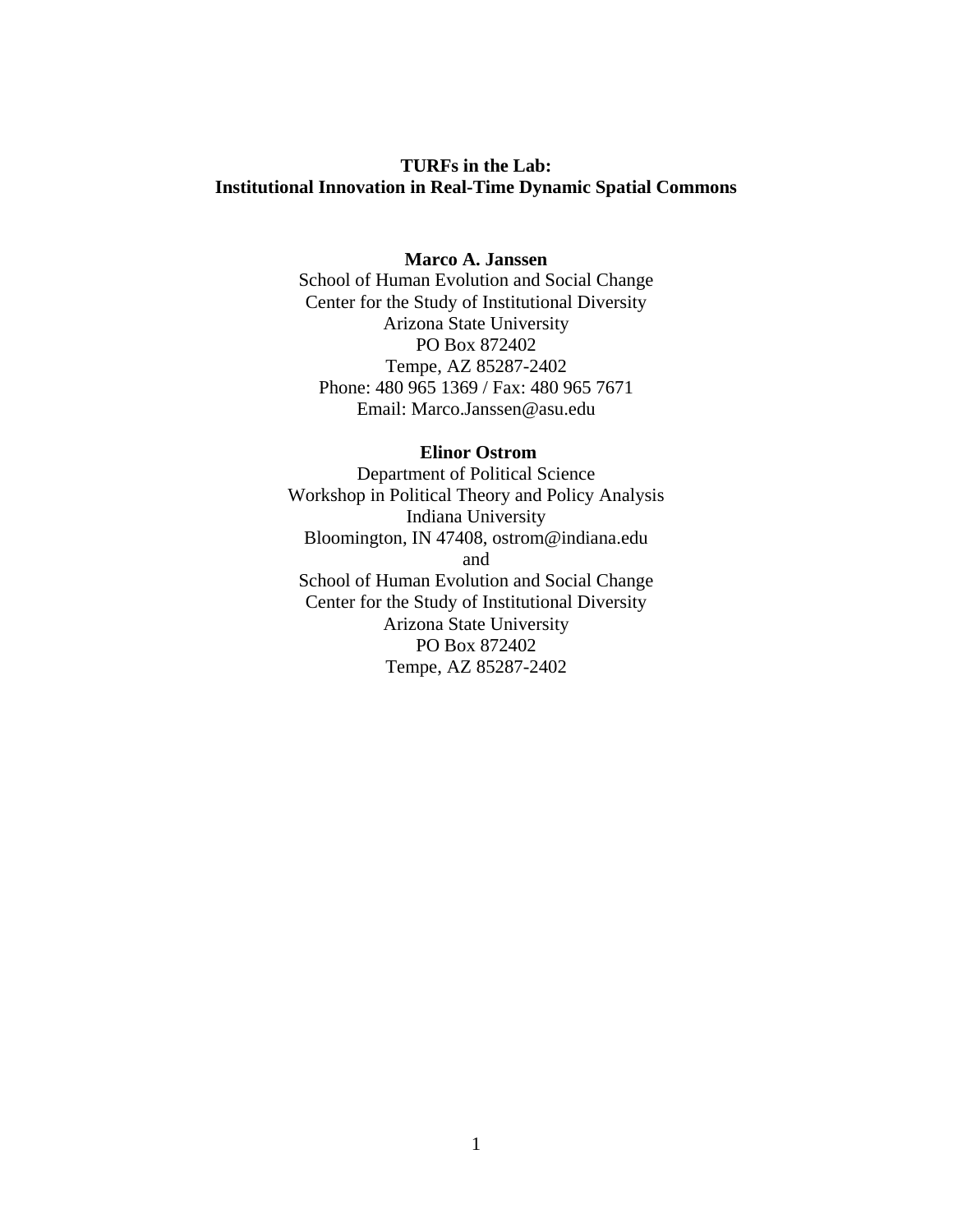# TURFs in the Lab:
# Institutional Innovation in Real-Time Dynamic Spatial Commons

**Marco A. Janssen**

School of Human Evolution and Social Change
Center for the Study of Institutional Diversity
Arizona State University
PO Box 872402
Tempe, AZ 85287-2402
Phone: 480 965 1369 / Fax: 480 965 7671
Email: Marco.Janssen@asu.edu

**Elinor Ostrom**

Department of Political Science
Workshop in Political Theory and Policy Analysis
Indiana University
Bloomington, IN 47408, ostrom@indiana.edu
and
School of Human Evolution and Social Change
Center for the Study of Institutional Diversity
Arizona State University
PO Box 872402
Tempe, AZ 85287-2402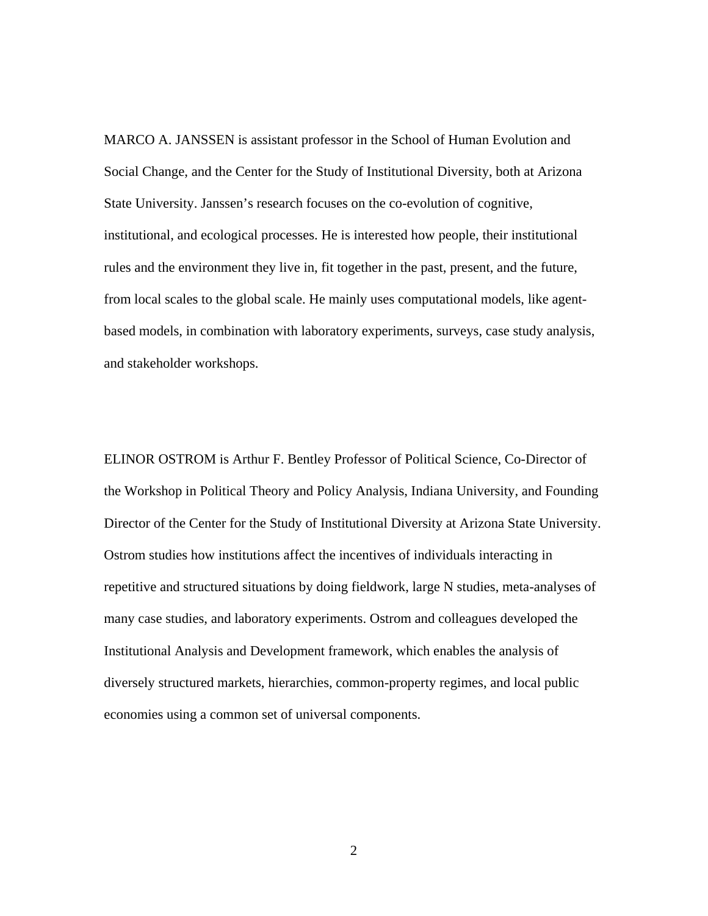MARCO A. JANSSEN is assistant professor in the School of Human Evolution and Social Change, and the Center for the Study of Institutional Diversity, both at Arizona State University. Janssen's research focuses on the co-evolution of cognitive, institutional, and ecological processes. He is interested how people, their institutional rules and the environment they live in, fit together in the past, present, and the future, from local scales to the global scale. He mainly uses computational models, like agent-based models, in combination with laboratory experiments, surveys, case study analysis, and stakeholder workshops.

ELINOR OSTROM is Arthur F. Bentley Professor of Political Science, Co-Director of the Workshop in Political Theory and Policy Analysis, Indiana University, and Founding Director of the Center for the Study of Institutional Diversity at Arizona State University. Ostrom studies how institutions affect the incentives of individuals interacting in repetitive and structured situations by doing fieldwork, large N studies, meta-analyses of many case studies, and laboratory experiments. Ostrom and colleagues developed the Institutional Analysis and Development framework, which enables the analysis of diversely structured markets, hierarchies, common-property regimes, and local public economies using a common set of universal components.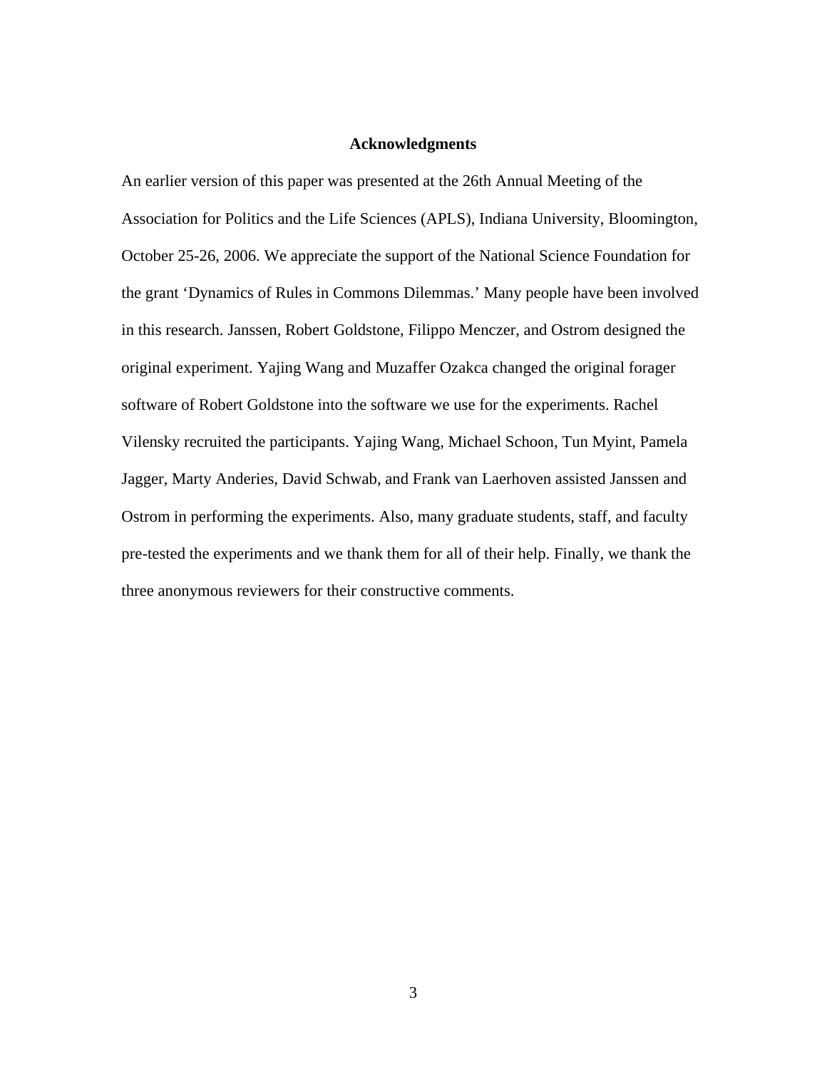## Acknowledgments

An earlier version of this paper was presented at the 26th Annual Meeting of the Association for Politics and the Life Sciences (APLS), Indiana University, Bloomington, October 25-26, 2006. We appreciate the support of the National Science Foundation for the grant 'Dynamics of Rules in Commons Dilemmas.' Many people have been involved in this research. Janssen, Robert Goldstone, Filippo Menczer, and Ostrom designed the original experiment. Yajing Wang and Muzaffer Ozakca changed the original forager software of Robert Goldstone into the software we use for the experiments. Rachel Vilensky recruited the participants. Yajing Wang, Michael Schoon, Tun Myint, Pamela Jagger, Marty Anderies, David Schwab, and Frank van Laerhoven assisted Janssen and Ostrom in performing the experiments. Also, many graduate students, staff, and faculty pre-tested the experiments and we thank them for all of their help. Finally, we thank the three anonymous reviewers for their constructive comments.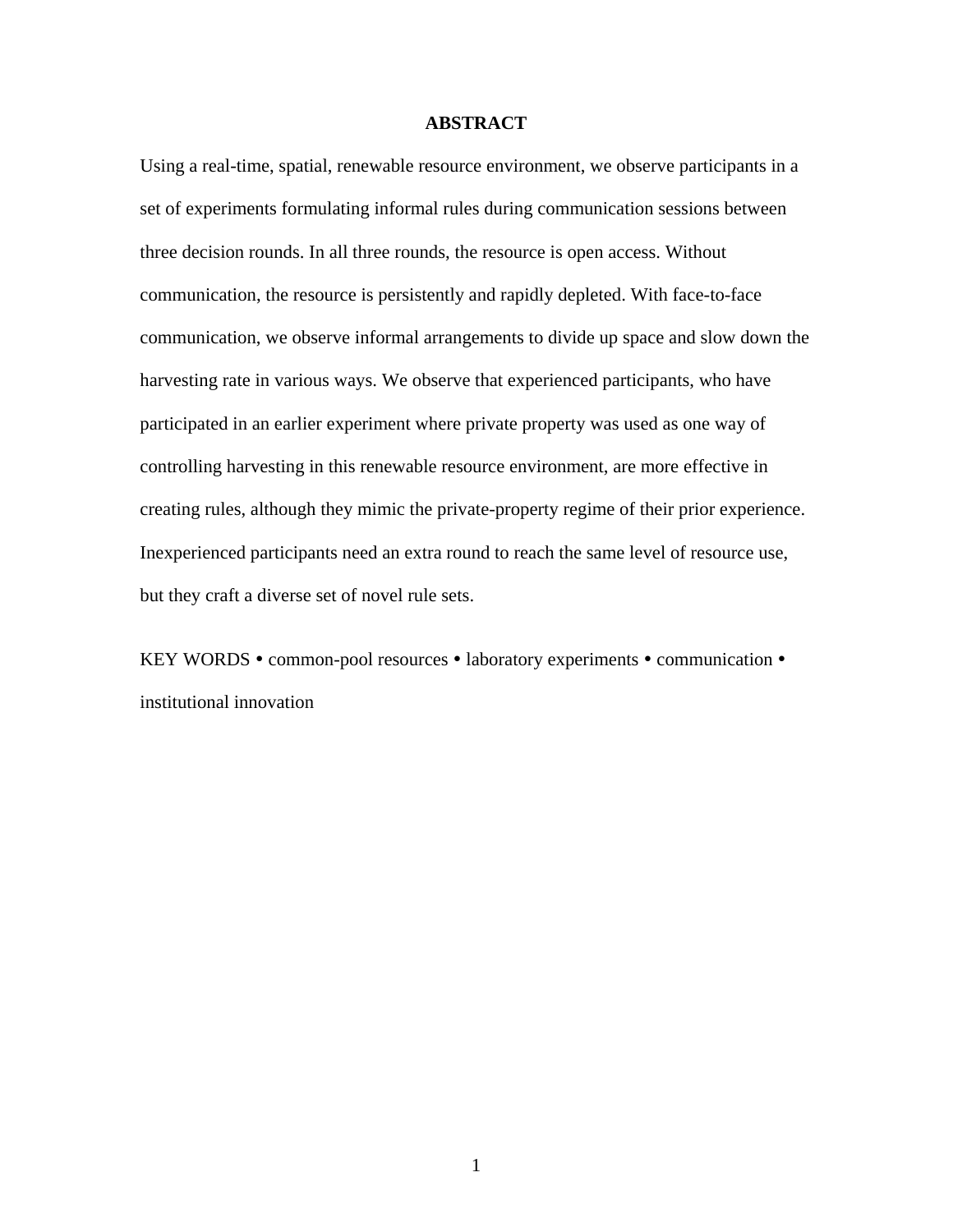## ABSTRACT

Using a real-time, spatial, renewable resource environment, we observe participants in a set of experiments formulating informal rules during communication sessions between three decision rounds. In all three rounds, the resource is open access. Without communication, the resource is persistently and rapidly depleted. With face-to-face communication, we observe informal arrangements to divide up space and slow down the harvesting rate in various ways. We observe that experienced participants, who have participated in an earlier experiment where private property was used as one way of controlling harvesting in this renewable resource environment, are more effective in creating rules, although they mimic the private-property regime of their prior experience. Inexperienced participants need an extra round to reach the same level of resource use, but they craft a diverse set of novel rule sets.

KEY WORDS • common-pool resources • laboratory experiments • communication • institutional innovation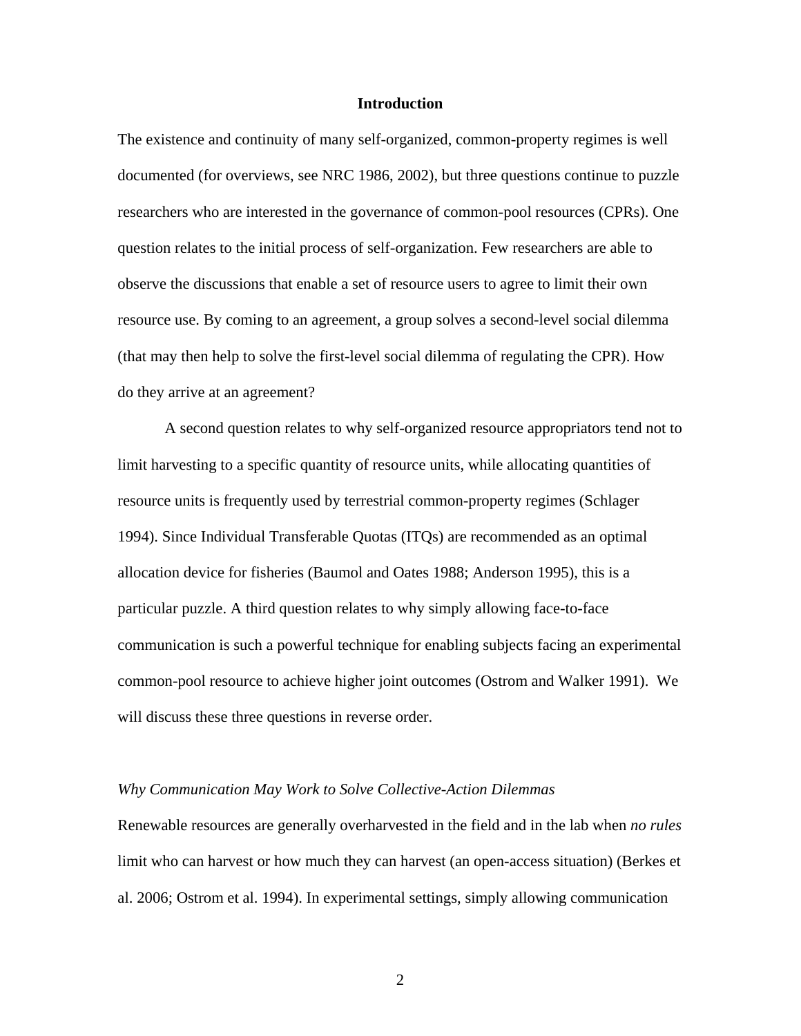## Introduction

The existence and continuity of many self-organized, common-property regimes is well documented (for overviews, see NRC 1986, 2002), but three questions continue to puzzle researchers who are interested in the governance of common-pool resources (CPRs). One question relates to the initial process of self-organization. Few researchers are able to observe the discussions that enable a set of resource users to agree to limit their own resource use. By coming to an agreement, a group solves a second-level social dilemma (that may then help to solve the first-level social dilemma of regulating the CPR). How do they arrive at an agreement?

A second question relates to why self-organized resource appropriators tend not to limit harvesting to a specific quantity of resource units, while allocating quantities of resource units is frequently used by terrestrial common-property regimes (Schlager 1994). Since Individual Transferable Quotas (ITQs) are recommended as an optimal allocation device for fisheries (Baumol and Oates 1988; Anderson 1995), this is a particular puzzle. A third question relates to why simply allowing face-to-face communication is such a powerful technique for enabling subjects facing an experimental common-pool resource to achieve higher joint outcomes (Ostrom and Walker 1991). We will discuss these three questions in reverse order.

### *Why Communication May Work to Solve Collective-Action Dilemmas*

Renewable resources are generally overharvested in the field and in the lab when *no rules* limit who can harvest or how much they can harvest (an open-access situation) (Berkes et al. 2006; Ostrom et al. 1994). In experimental settings, simply allowing communication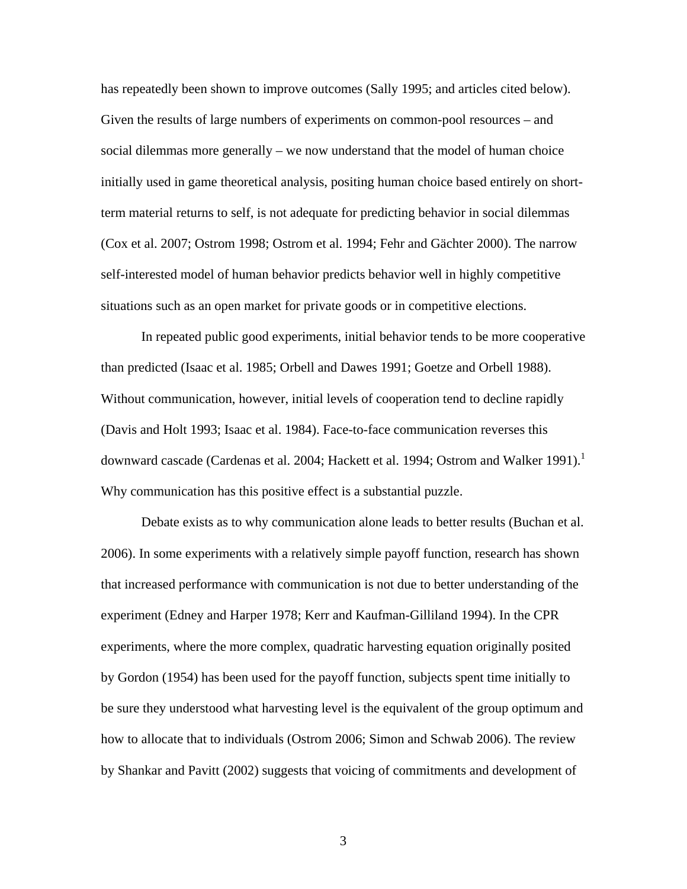has repeatedly been shown to improve outcomes (Sally 1995; and articles cited below). Given the results of large numbers of experiments on common-pool resources – and social dilemmas more generally – we now understand that the model of human choice initially used in game theoretical analysis, positing human choice based entirely on short-term material returns to self, is not adequate for predicting behavior in social dilemmas (Cox et al. 2007; Ostrom 1998; Ostrom et al. 1994; Fehr and Gächter 2000). The narrow self-interested model of human behavior predicts behavior well in highly competitive situations such as an open market for private goods or in competitive elections.

In repeated public good experiments, initial behavior tends to be more cooperative than predicted (Isaac et al. 1985; Orbell and Dawes 1991; Goetze and Orbell 1988). Without communication, however, initial levels of cooperation tend to decline rapidly (Davis and Holt 1993; Isaac et al. 1984). Face-to-face communication reverses this downward cascade (Cardenas et al. 2004; Hackett et al. 1994; Ostrom and Walker 1991).[1] Why communication has this positive effect is a substantial puzzle.

Debate exists as to why communication alone leads to better results (Buchan et al. 2006). In some experiments with a relatively simple payoff function, research has shown that increased performance with communication is not due to better understanding of the experiment (Edney and Harper 1978; Kerr and Kaufman-Gilliland 1994). In the CPR experiments, where the more complex, quadratic harvesting equation originally posited by Gordon (1954) has been used for the payoff function, subjects spent time initially to be sure they understood what harvesting level is the equivalent of the group optimum and how to allocate that to individuals (Ostrom 2006; Simon and Schwab 2006). The review by Shankar and Pavitt (2002) suggests that voicing of commitments and development of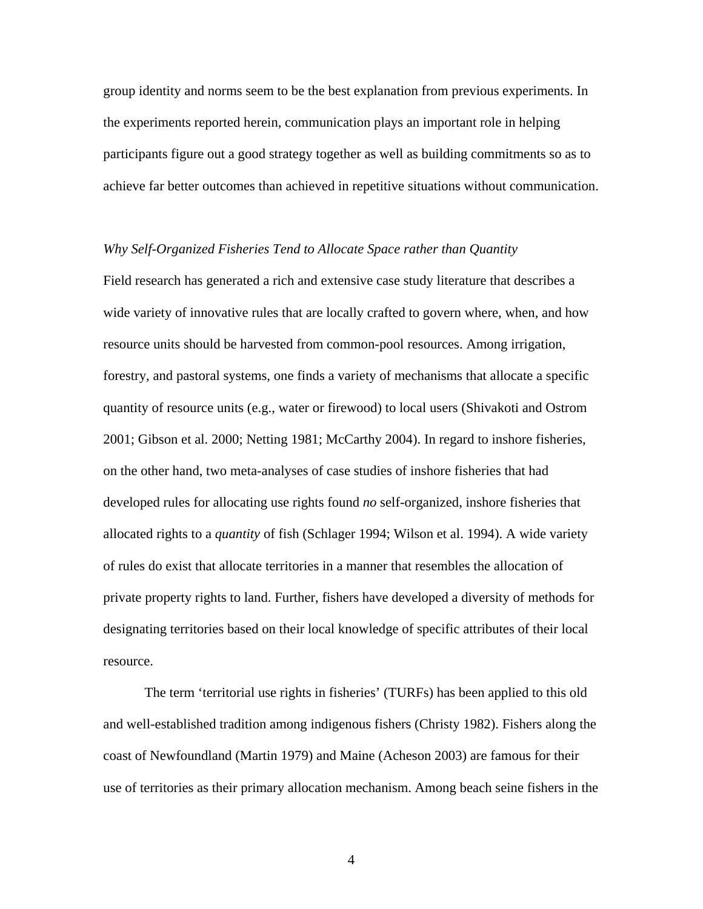group identity and norms seem to be the best explanation from previous experiments. In the experiments reported herein, communication plays an important role in helping participants figure out a good strategy together as well as building commitments so as to achieve far better outcomes than achieved in repetitive situations without communication.

### *Why Self-Organized Fisheries Tend to Allocate Space rather than Quantity*

Field research has generated a rich and extensive case study literature that describes a wide variety of innovative rules that are locally crafted to govern where, when, and how resource units should be harvested from common-pool resources. Among irrigation, forestry, and pastoral systems, one finds a variety of mechanisms that allocate a specific quantity of resource units (e.g., water or firewood) to local users (Shivakoti and Ostrom 2001; Gibson et al. 2000; Netting 1981; McCarthy 2004). In regard to inshore fisheries, on the other hand, two meta-analyses of case studies of inshore fisheries that had developed rules for allocating use rights found *no* self-organized, inshore fisheries that allocated rights to a *quantity* of fish (Schlager 1994; Wilson et al. 1994). A wide variety of rules do exist that allocate territories in a manner that resembles the allocation of private property rights to land. Further, fishers have developed a diversity of methods for designating territories based on their local knowledge of specific attributes of their local resource.

The term 'territorial use rights in fisheries' (TURFs) has been applied to this old and well-established tradition among indigenous fishers (Christy 1982). Fishers along the coast of Newfoundland (Martin 1979) and Maine (Acheson 2003) are famous for their use of territories as their primary allocation mechanism. Among beach seine fishers in the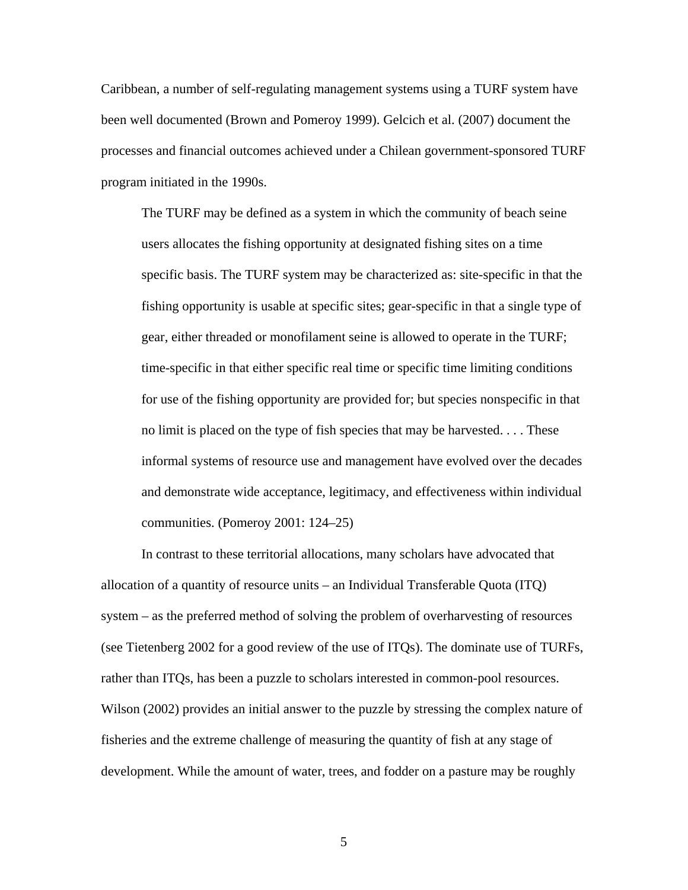Caribbean, a number of self-regulating management systems using a TURF system have been well documented (Brown and Pomeroy 1999). Gelcich et al. (2007) document the processes and financial outcomes achieved under a Chilean government-sponsored TURF program initiated in the 1990s.

> The TURF may be defined as a system in which the community of beach seine users allocates the fishing opportunity at designated fishing sites on a time specific basis. The TURF system may be characterized as: site-specific in that the fishing opportunity is usable at specific sites; gear-specific in that a single type of gear, either threaded or monofilament seine is allowed to operate in the TURF; time-specific in that either specific real time or specific time limiting conditions for use of the fishing opportunity are provided for; but species nonspecific in that no limit is placed on the type of fish species that may be harvested. . . . These informal systems of resource use and management have evolved over the decades and demonstrate wide acceptance, legitimacy, and effectiveness within individual communities. (Pomeroy 2001: 124–25)

In contrast to these territorial allocations, many scholars have advocated that allocation of a quantity of resource units – an Individual Transferable Quota (ITQ) system – as the preferred method of solving the problem of overharvesting of resources (see Tietenberg 2002 for a good review of the use of ITQs). The dominate use of TURFs, rather than ITQs, has been a puzzle to scholars interested in common-pool resources. Wilson (2002) provides an initial answer to the puzzle by stressing the complex nature of fisheries and the extreme challenge of measuring the quantity of fish at any stage of development. While the amount of water, trees, and fodder on a pasture may be roughly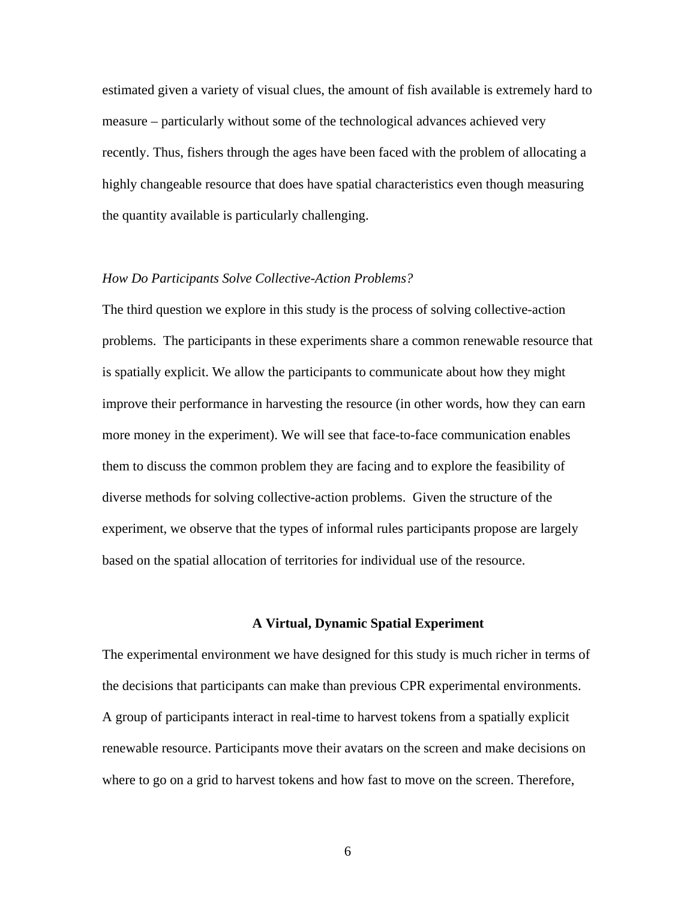estimated given a variety of visual clues, the amount of fish available is extremely hard to measure – particularly without some of the technological advances achieved very recently. Thus, fishers through the ages have been faced with the problem of allocating a highly changeable resource that does have spatial characteristics even though measuring the quantity available is particularly challenging.

### *How Do Participants Solve Collective-Action Problems?*

The third question we explore in this study is the process of solving collective-action problems. The participants in these experiments share a common renewable resource that is spatially explicit. We allow the participants to communicate about how they might improve their performance in harvesting the resource (in other words, how they can earn more money in the experiment). We will see that face-to-face communication enables them to discuss the common problem they are facing and to explore the feasibility of diverse methods for solving collective-action problems. Given the structure of the experiment, we observe that the types of informal rules participants propose are largely based on the spatial allocation of territories for individual use of the resource.

## A Virtual, Dynamic Spatial Experiment

The experimental environment we have designed for this study is much richer in terms of the decisions that participants can make than previous CPR experimental environments. A group of participants interact in real-time to harvest tokens from a spatially explicit renewable resource. Participants move their avatars on the screen and make decisions on where to go on a grid to harvest tokens and how fast to move on the screen. Therefore,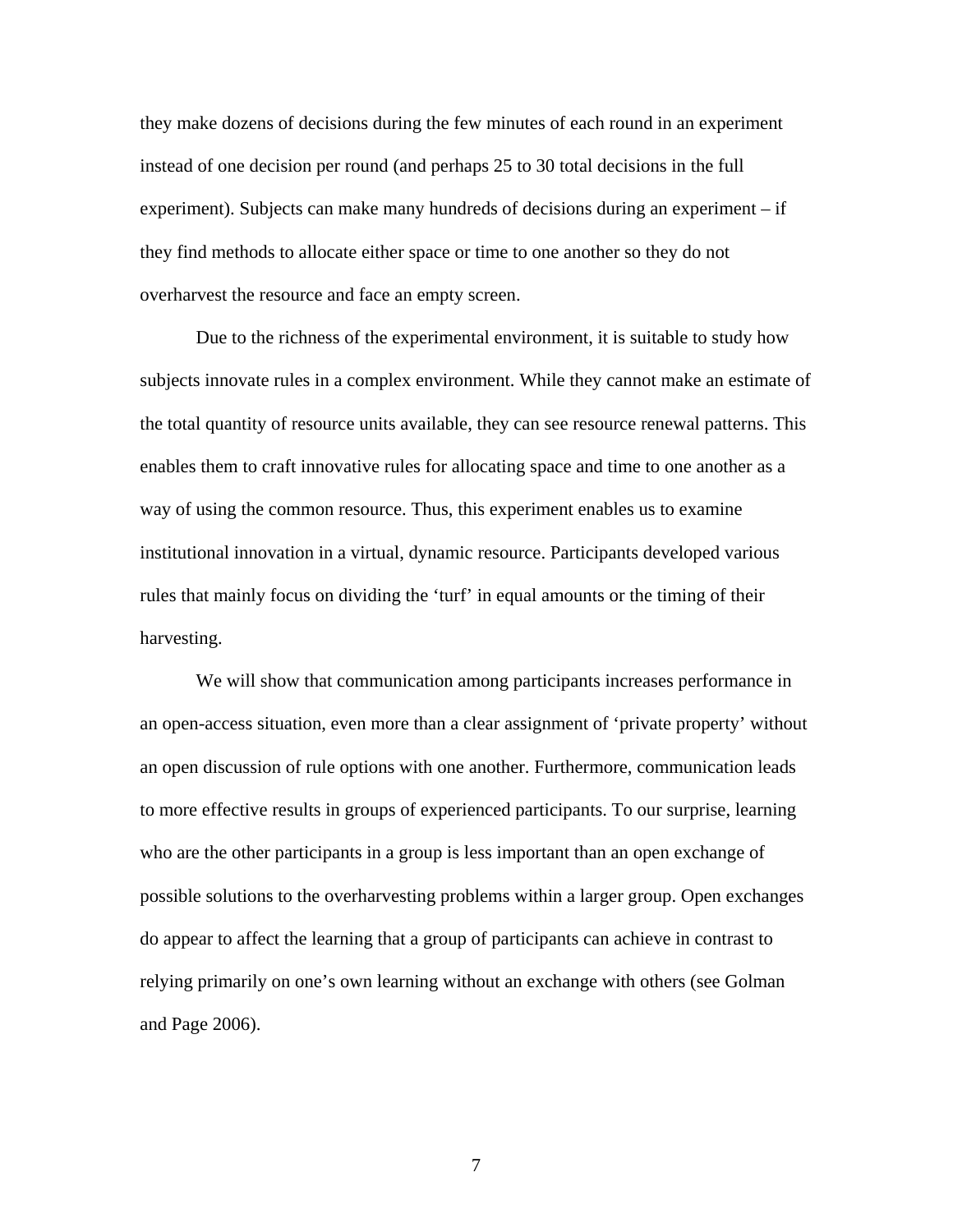they make dozens of decisions during the few minutes of each round in an experiment instead of one decision per round (and perhaps 25 to 30 total decisions in the full experiment). Subjects can make many hundreds of decisions during an experiment – if they find methods to allocate either space or time to one another so they do not overharvest the resource and face an empty screen.

Due to the richness of the experimental environment, it is suitable to study how subjects innovate rules in a complex environment. While they cannot make an estimate of the total quantity of resource units available, they can see resource renewal patterns. This enables them to craft innovative rules for allocating space and time to one another as a way of using the common resource. Thus, this experiment enables us to examine institutional innovation in a virtual, dynamic resource. Participants developed various rules that mainly focus on dividing the 'turf' in equal amounts or the timing of their harvesting.

We will show that communication among participants increases performance in an open-access situation, even more than a clear assignment of 'private property' without an open discussion of rule options with one another. Furthermore, communication leads to more effective results in groups of experienced participants. To our surprise, learning who are the other participants in a group is less important than an open exchange of possible solutions to the overharvesting problems within a larger group. Open exchanges do appear to affect the learning that a group of participants can achieve in contrast to relying primarily on one's own learning without an exchange with others (see Golman and Page 2006).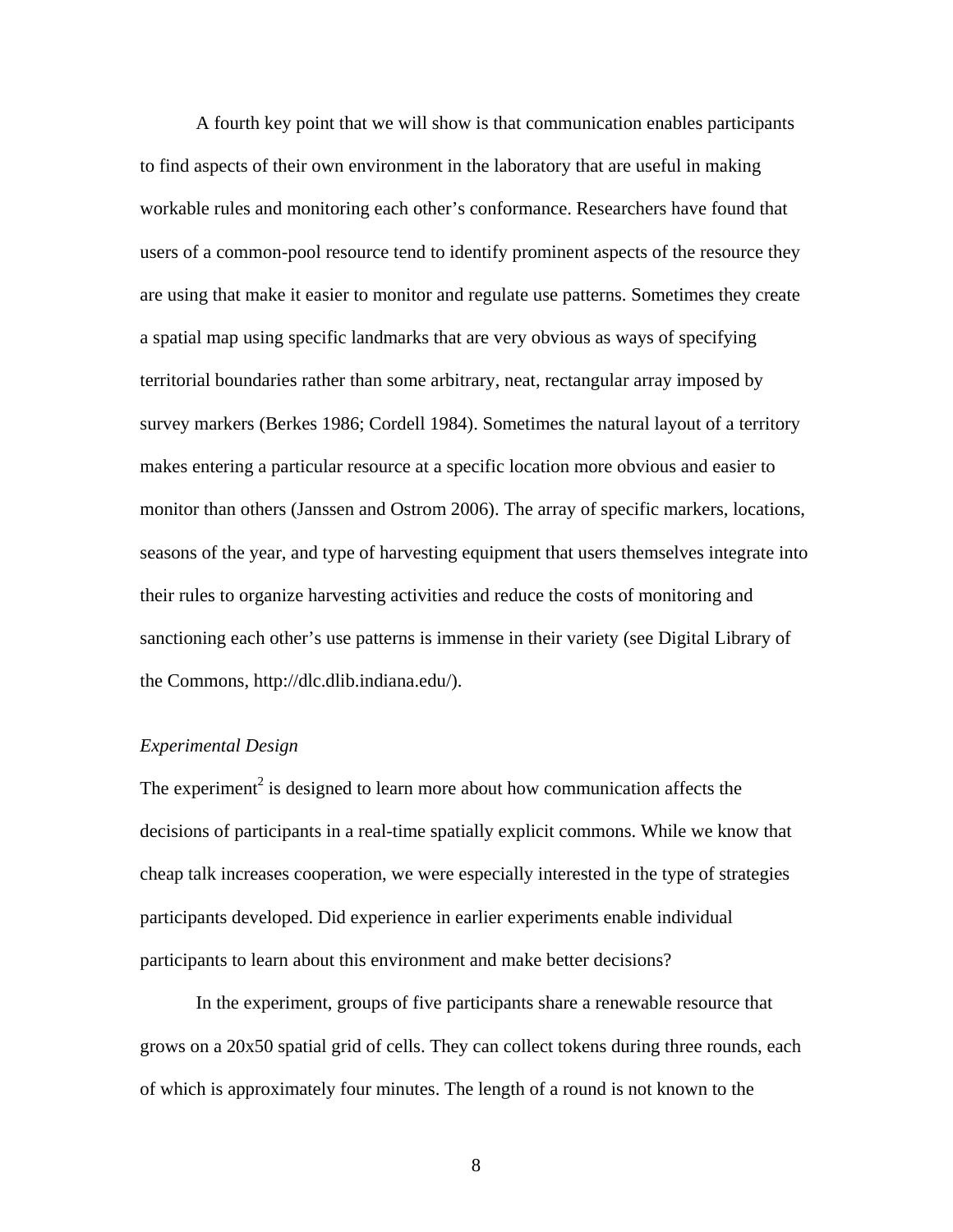A fourth key point that we will show is that communication enables participants to find aspects of their own environment in the laboratory that are useful in making workable rules and monitoring each other's conformance. Researchers have found that users of a common-pool resource tend to identify prominent aspects of the resource they are using that make it easier to monitor and regulate use patterns. Sometimes they create a spatial map using specific landmarks that are very obvious as ways of specifying territorial boundaries rather than some arbitrary, neat, rectangular array imposed by survey markers (Berkes 1986; Cordell 1984). Sometimes the natural layout of a territory makes entering a particular resource at a specific location more obvious and easier to monitor than others (Janssen and Ostrom 2006). The array of specific markers, locations, seasons of the year, and type of harvesting equipment that users themselves integrate into their rules to organize harvesting activities and reduce the costs of monitoring and sanctioning each other's use patterns is immense in their variety (see Digital Library of the Commons, http://dlc.dlib.indiana.edu/).

*Experimental Design*

The experiment[2] is designed to learn more about how communication affects the decisions of participants in a real-time spatially explicit commons. While we know that cheap talk increases cooperation, we were especially interested in the type of strategies participants developed. Did experience in earlier experiments enable individual participants to learn about this environment and make better decisions?

In the experiment, groups of five participants share a renewable resource that grows on a 20x50 spatial grid of cells. They can collect tokens during three rounds, each of which is approximately four minutes. The length of a round is not known to the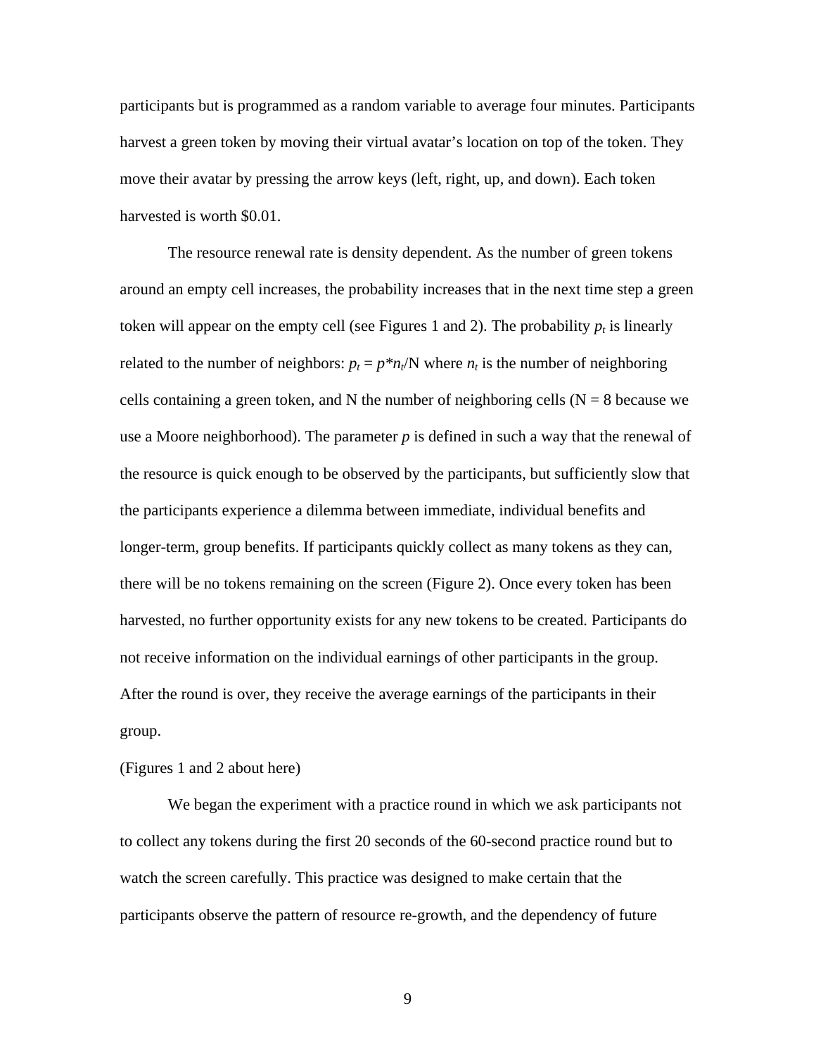participants but is programmed as a random variable to average four minutes. Participants harvest a green token by moving their virtual avatar's location on top of the token. They move their avatar by pressing the arrow keys (left, right, up, and down). Each token harvested is worth $0.01.

The resource renewal rate is density dependent. As the number of green tokens around an empty cell increases, the probability increases that in the next time step a green token will appear on the empty cell (see Figures 1 and 2). The probability $p_t$ is linearly related to the number of neighbors: $p_t = p*n_t/\mathrm{N}$ where $n_t$ is the number of neighboring cells containing a green token, and N the number of neighboring cells (N = 8 because we use a Moore neighborhood). The parameter $p$ is defined in such a way that the renewal of the resource is quick enough to be observed by the participants, but sufficiently slow that the participants experience a dilemma between immediate, individual benefits and longer-term, group benefits. If participants quickly collect as many tokens as they can, there will be no tokens remaining on the screen (Figure 2). Once every token has been harvested, no further opportunity exists for any new tokens to be created. Participants do not receive information on the individual earnings of other participants in the group. After the round is over, they receive the average earnings of the participants in their group.

(Figures 1 and 2 about here)

We began the experiment with a practice round in which we ask participants not to collect any tokens during the first 20 seconds of the 60-second practice round but to watch the screen carefully. This practice was designed to make certain that the participants observe the pattern of resource re-growth, and the dependency of future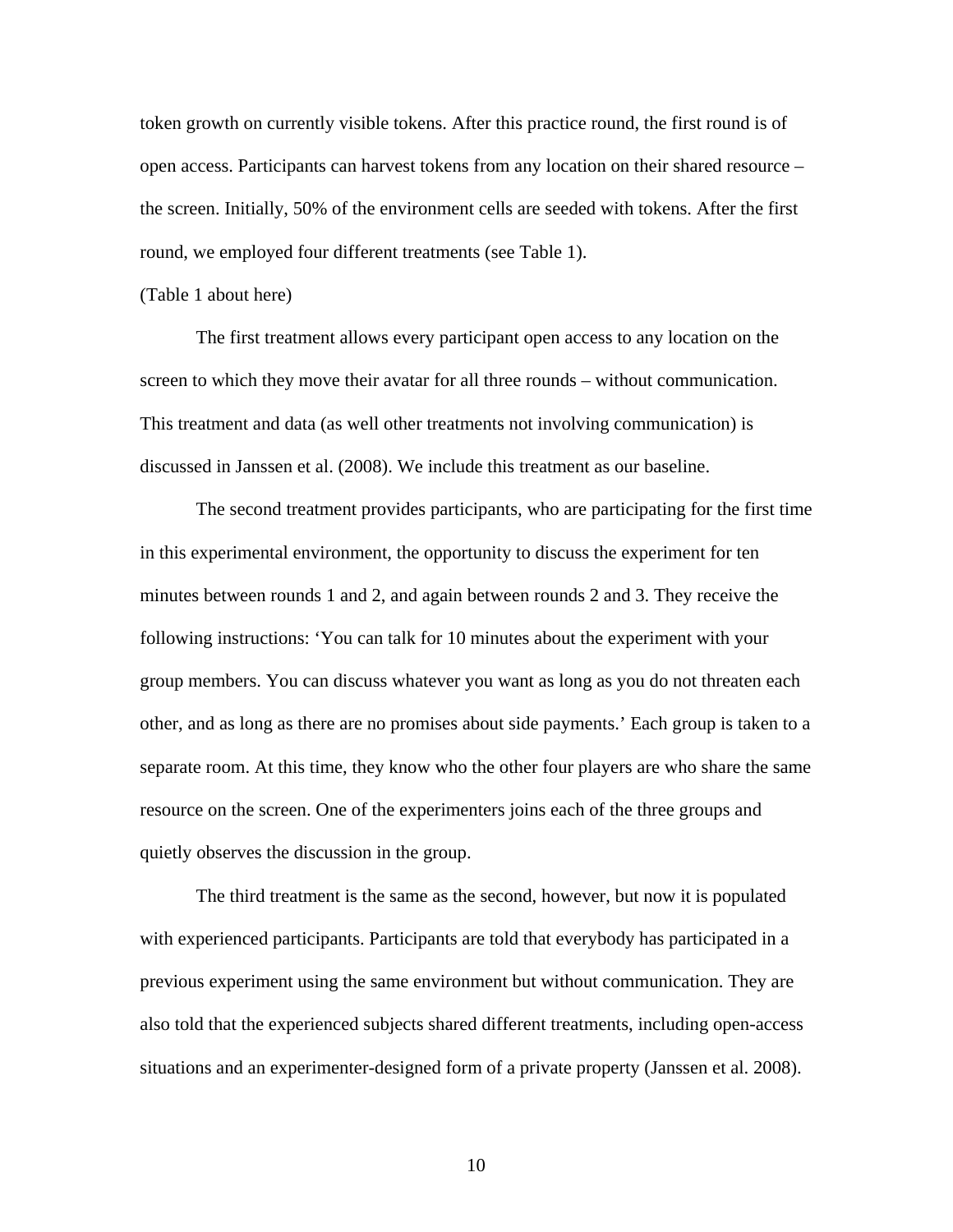token growth on currently visible tokens. After this practice round, the first round is of open access. Participants can harvest tokens from any location on their shared resource – the screen. Initially, 50% of the environment cells are seeded with tokens. After the first round, we employed four different treatments (see Table 1).

(Table 1 about here)

The first treatment allows every participant open access to any location on the screen to which they move their avatar for all three rounds – without communication. This treatment and data (as well other treatments not involving communication) is discussed in Janssen et al. (2008). We include this treatment as our baseline.

The second treatment provides participants, who are participating for the first time in this experimental environment, the opportunity to discuss the experiment for ten minutes between rounds 1 and 2, and again between rounds 2 and 3. They receive the following instructions: 'You can talk for 10 minutes about the experiment with your group members. You can discuss whatever you want as long as you do not threaten each other, and as long as there are no promises about side payments.' Each group is taken to a separate room. At this time, they know who the other four players are who share the same resource on the screen. One of the experimenters joins each of the three groups and quietly observes the discussion in the group.

The third treatment is the same as the second, however, but now it is populated with experienced participants. Participants are told that everybody has participated in a previous experiment using the same environment but without communication. They are also told that the experienced subjects shared different treatments, including open-access situations and an experimenter-designed form of a private property (Janssen et al. 2008).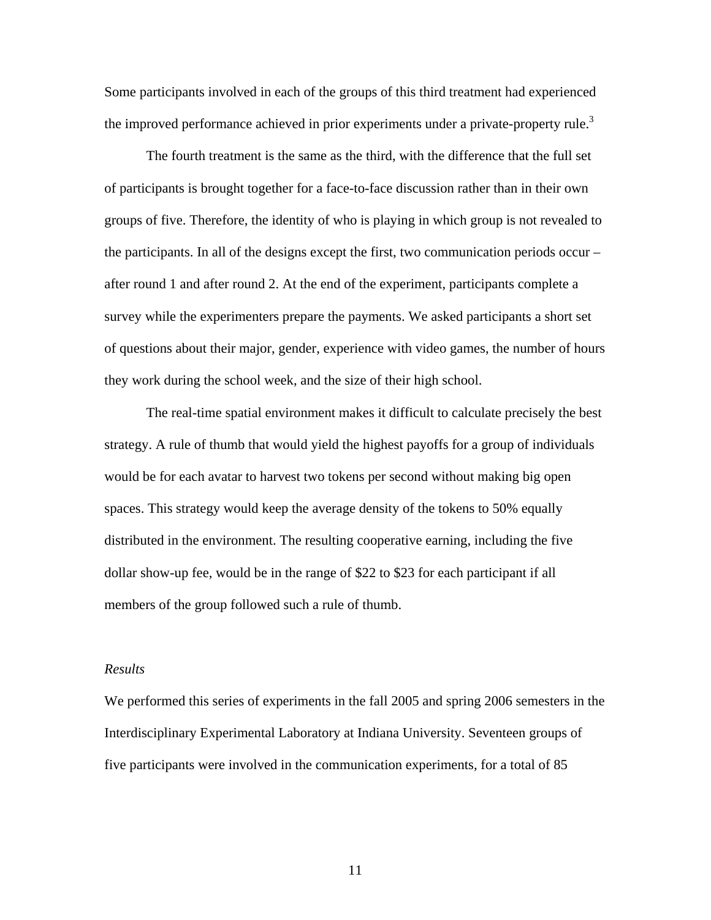Some participants involved in each of the groups of this third treatment had experienced the improved performance achieved in prior experiments under a private-property rule.[3]

The fourth treatment is the same as the third, with the difference that the full set of participants is brought together for a face-to-face discussion rather than in their own groups of five. Therefore, the identity of who is playing in which group is not revealed to the participants. In all of the designs except the first, two communication periods occur – after round 1 and after round 2. At the end of the experiment, participants complete a survey while the experimenters prepare the payments. We asked participants a short set of questions about their major, gender, experience with video games, the number of hours they work during the school week, and the size of their high school.

The real-time spatial environment makes it difficult to calculate precisely the best strategy. A rule of thumb that would yield the highest payoffs for a group of individuals would be for each avatar to harvest two tokens per second without making big open spaces. This strategy would keep the average density of the tokens to 50% equally distributed in the environment. The resulting cooperative earning, including the five dollar show-up fee, would be in the range of $22 to $23 for each participant if all members of the group followed such a rule of thumb.

*Results*

We performed this series of experiments in the fall 2005 and spring 2006 semesters in the Interdisciplinary Experimental Laboratory at Indiana University. Seventeen groups of five participants were involved in the communication experiments, for a total of 85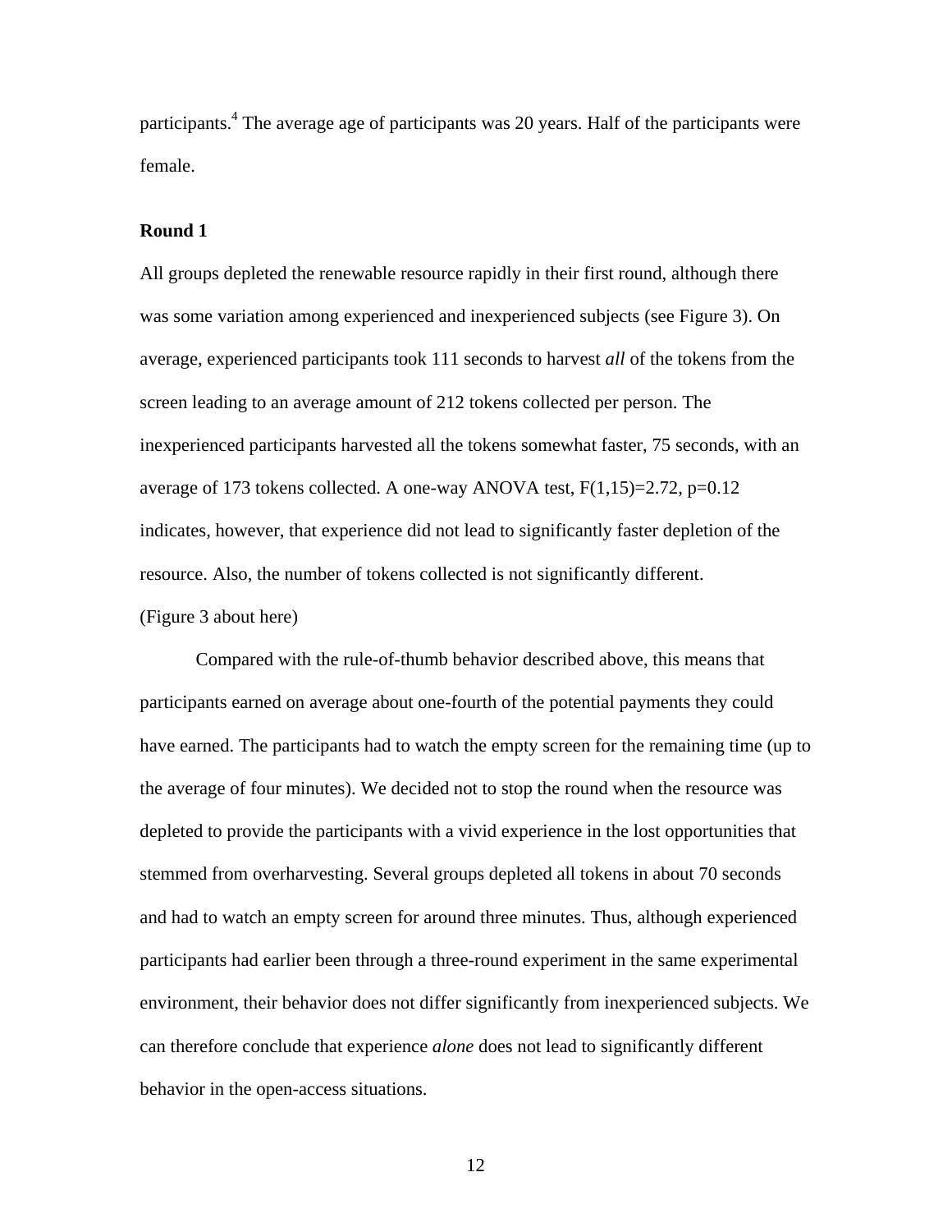participants.[4] The average age of participants was 20 years. Half of the participants were female.

**Round 1**

All groups depleted the renewable resource rapidly in their first round, although there was some variation among experienced and inexperienced subjects (see Figure 3). On average, experienced participants took 111 seconds to harvest *all* of the tokens from the screen leading to an average amount of 212 tokens collected per person. The inexperienced participants harvested all the tokens somewhat faster, 75 seconds, with an average of 173 tokens collected. A one-way ANOVA test, $F(1,15)=2.72$, $p=0.12$ indicates, however, that experience did not lead to significantly faster depletion of the resource. Also, the number of tokens collected is not significantly different.

(Figure 3 about here)

Compared with the rule-of-thumb behavior described above, this means that participants earned on average about one-fourth of the potential payments they could have earned. The participants had to watch the empty screen for the remaining time (up to the average of four minutes). We decided not to stop the round when the resource was depleted to provide the participants with a vivid experience in the lost opportunities that stemmed from overharvesting. Several groups depleted all tokens in about 70 seconds and had to watch an empty screen for around three minutes. Thus, although experienced participants had earlier been through a three-round experiment in the same experimental environment, their behavior does not differ significantly from inexperienced subjects. We can therefore conclude that experience *alone* does not lead to significantly different behavior in the open-access situations.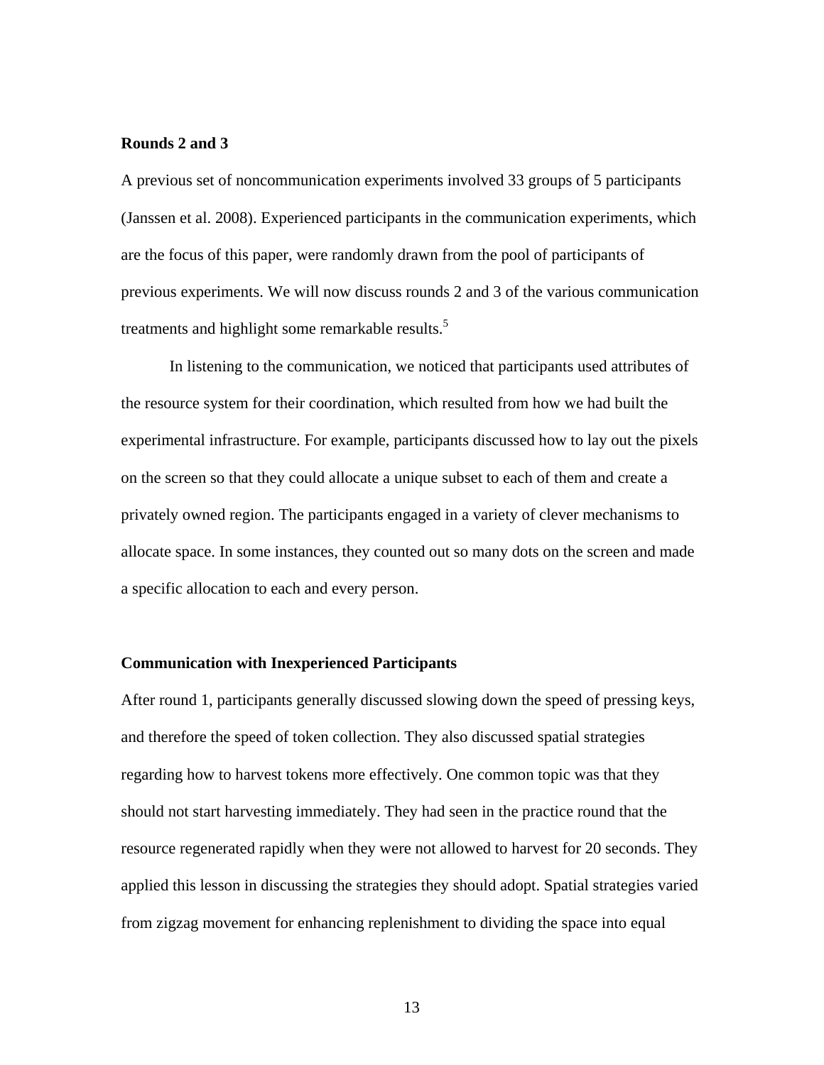**Rounds 2 and 3**

A previous set of noncommunication experiments involved 33 groups of 5 participants (Janssen et al. 2008). Experienced participants in the communication experiments, which are the focus of this paper, were randomly drawn from the pool of participants of previous experiments. We will now discuss rounds 2 and 3 of the various communication treatments and highlight some remarkable results.[5]

In listening to the communication, we noticed that participants used attributes of the resource system for their coordination, which resulted from how we had built the experimental infrastructure. For example, participants discussed how to lay out the pixels on the screen so that they could allocate a unique subset to each of them and create a privately owned region. The participants engaged in a variety of clever mechanisms to allocate space. In some instances, they counted out so many dots on the screen and made a specific allocation to each and every person.

**Communication with Inexperienced Participants**

After round 1, participants generally discussed slowing down the speed of pressing keys, and therefore the speed of token collection. They also discussed spatial strategies regarding how to harvest tokens more effectively. One common topic was that they should not start harvesting immediately. They had seen in the practice round that the resource regenerated rapidly when they were not allowed to harvest for 20 seconds. They applied this lesson in discussing the strategies they should adopt. Spatial strategies varied from zigzag movement for enhancing replenishment to dividing the space into equal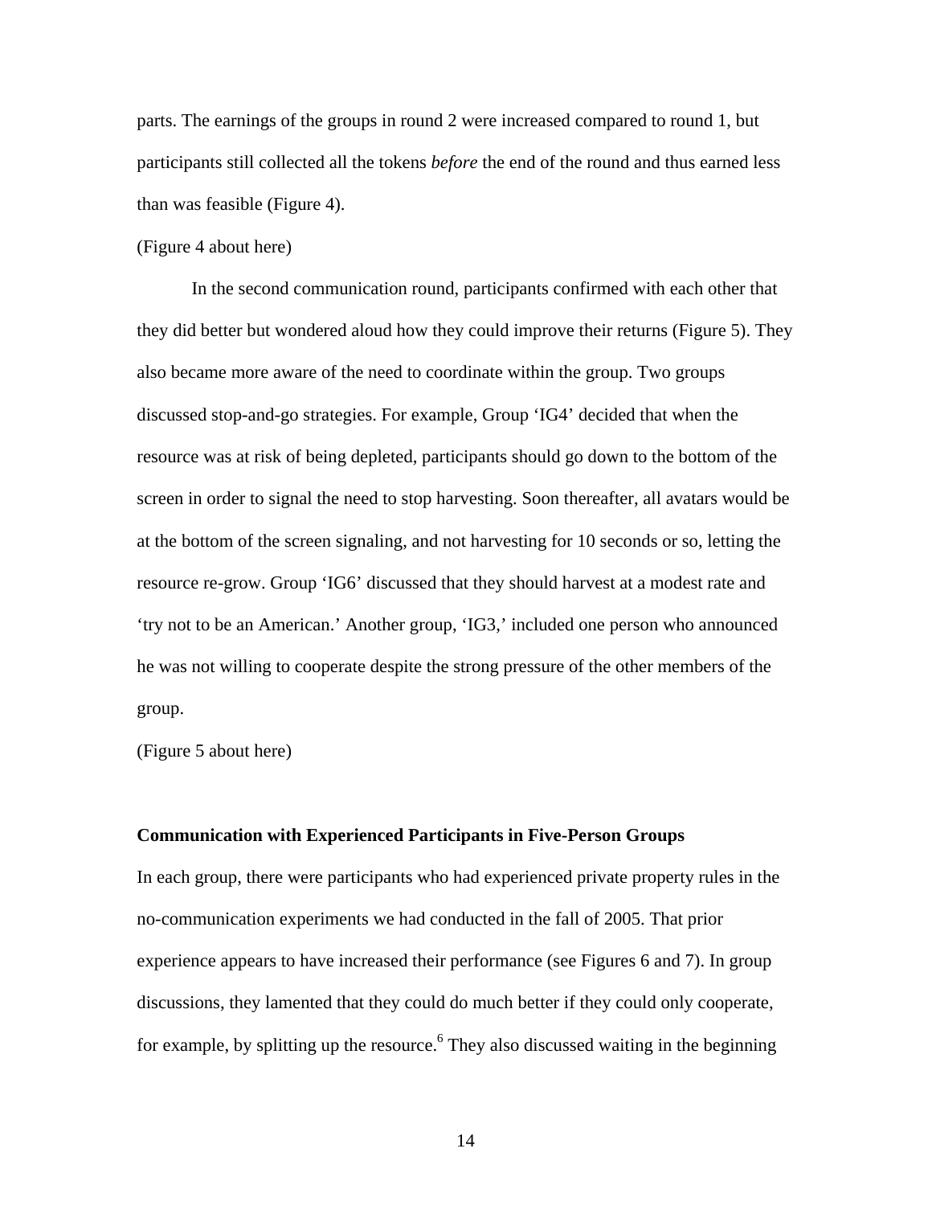parts. The earnings of the groups in round 2 were increased compared to round 1, but participants still collected all the tokens *before* the end of the round and thus earned less than was feasible (Figure 4).

(Figure 4 about here)

In the second communication round, participants confirmed with each other that they did better but wondered aloud how they could improve their returns (Figure 5). They also became more aware of the need to coordinate within the group. Two groups discussed stop-and-go strategies. For example, Group 'IG4' decided that when the resource was at risk of being depleted, participants should go down to the bottom of the screen in order to signal the need to stop harvesting. Soon thereafter, all avatars would be at the bottom of the screen signaling, and not harvesting for 10 seconds or so, letting the resource re-grow. Group 'IG6' discussed that they should harvest at a modest rate and 'try not to be an American.' Another group, 'IG3,' included one person who announced he was not willing to cooperate despite the strong pressure of the other members of the group.

(Figure 5 about here)

**Communication with Experienced Participants in Five-Person Groups**

In each group, there were participants who had experienced private property rules in the no-communication experiments we had conducted in the fall of 2005. That prior experience appears to have increased their performance (see Figures 6 and 7). In group discussions, they lamented that they could do much better if they could only cooperate, for example, by splitting up the resource.[6] They also discussed waiting in the beginning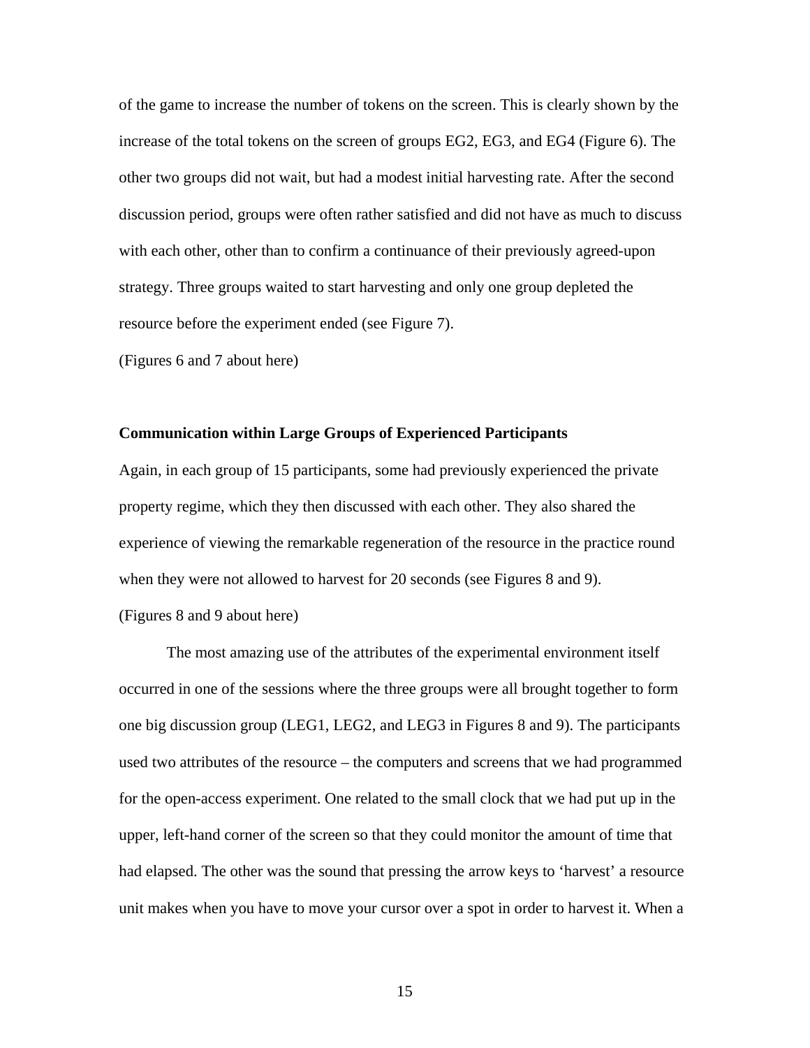of the game to increase the number of tokens on the screen. This is clearly shown by the increase of the total tokens on the screen of groups EG2, EG3, and EG4 (Figure 6). The other two groups did not wait, but had a modest initial harvesting rate. After the second discussion period, groups were often rather satisfied and did not have as much to discuss with each other, other than to confirm a continuance of their previously agreed-upon strategy. Three groups waited to start harvesting and only one group depleted the resource before the experiment ended (see Figure 7).

(Figures 6 and 7 about here)

**Communication within Large Groups of Experienced Participants**

Again, in each group of 15 participants, some had previously experienced the private property regime, which they then discussed with each other. They also shared the experience of viewing the remarkable regeneration of the resource in the practice round when they were not allowed to harvest for 20 seconds (see Figures 8 and 9).

(Figures 8 and 9 about here)

The most amazing use of the attributes of the experimental environment itself occurred in one of the sessions where the three groups were all brought together to form one big discussion group (LEG1, LEG2, and LEG3 in Figures 8 and 9). The participants used two attributes of the resource – the computers and screens that we had programmed for the open-access experiment. One related to the small clock that we had put up in the upper, left-hand corner of the screen so that they could monitor the amount of time that had elapsed. The other was the sound that pressing the arrow keys to 'harvest' a resource unit makes when you have to move your cursor over a spot in order to harvest it. When a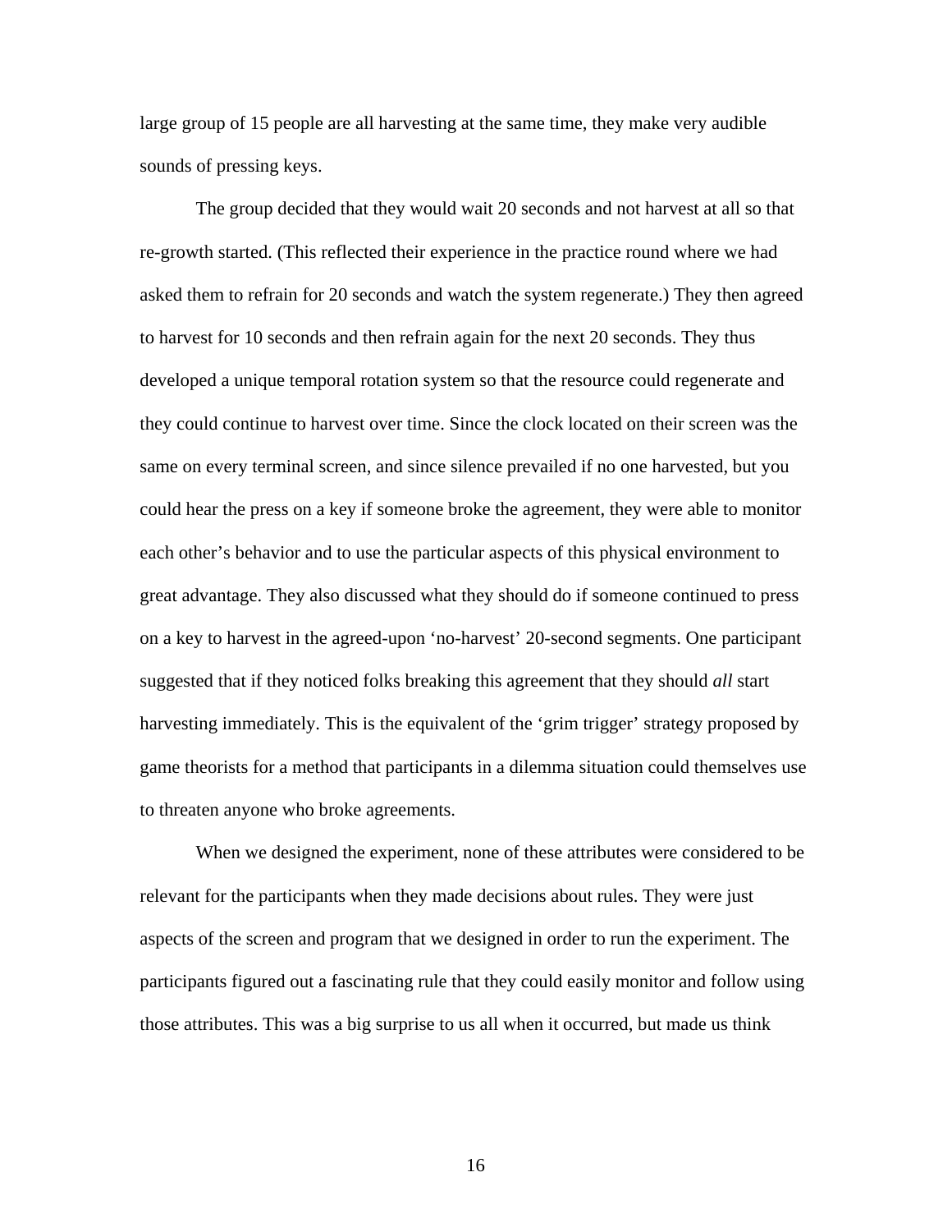large group of 15 people are all harvesting at the same time, they make very audible sounds of pressing keys.

The group decided that they would wait 20 seconds and not harvest at all so that re-growth started. (This reflected their experience in the practice round where we had asked them to refrain for 20 seconds and watch the system regenerate.) They then agreed to harvest for 10 seconds and then refrain again for the next 20 seconds. They thus developed a unique temporal rotation system so that the resource could regenerate and they could continue to harvest over time. Since the clock located on their screen was the same on every terminal screen, and since silence prevailed if no one harvested, but you could hear the press on a key if someone broke the agreement, they were able to monitor each other's behavior and to use the particular aspects of this physical environment to great advantage. They also discussed what they should do if someone continued to press on a key to harvest in the agreed-upon 'no-harvest' 20-second segments. One participant suggested that if they noticed folks breaking this agreement that they should *all* start harvesting immediately. This is the equivalent of the 'grim trigger' strategy proposed by game theorists for a method that participants in a dilemma situation could themselves use to threaten anyone who broke agreements.

When we designed the experiment, none of these attributes were considered to be relevant for the participants when they made decisions about rules. They were just aspects of the screen and program that we designed in order to run the experiment. The participants figured out a fascinating rule that they could easily monitor and follow using those attributes. This was a big surprise to us all when it occurred, but made us think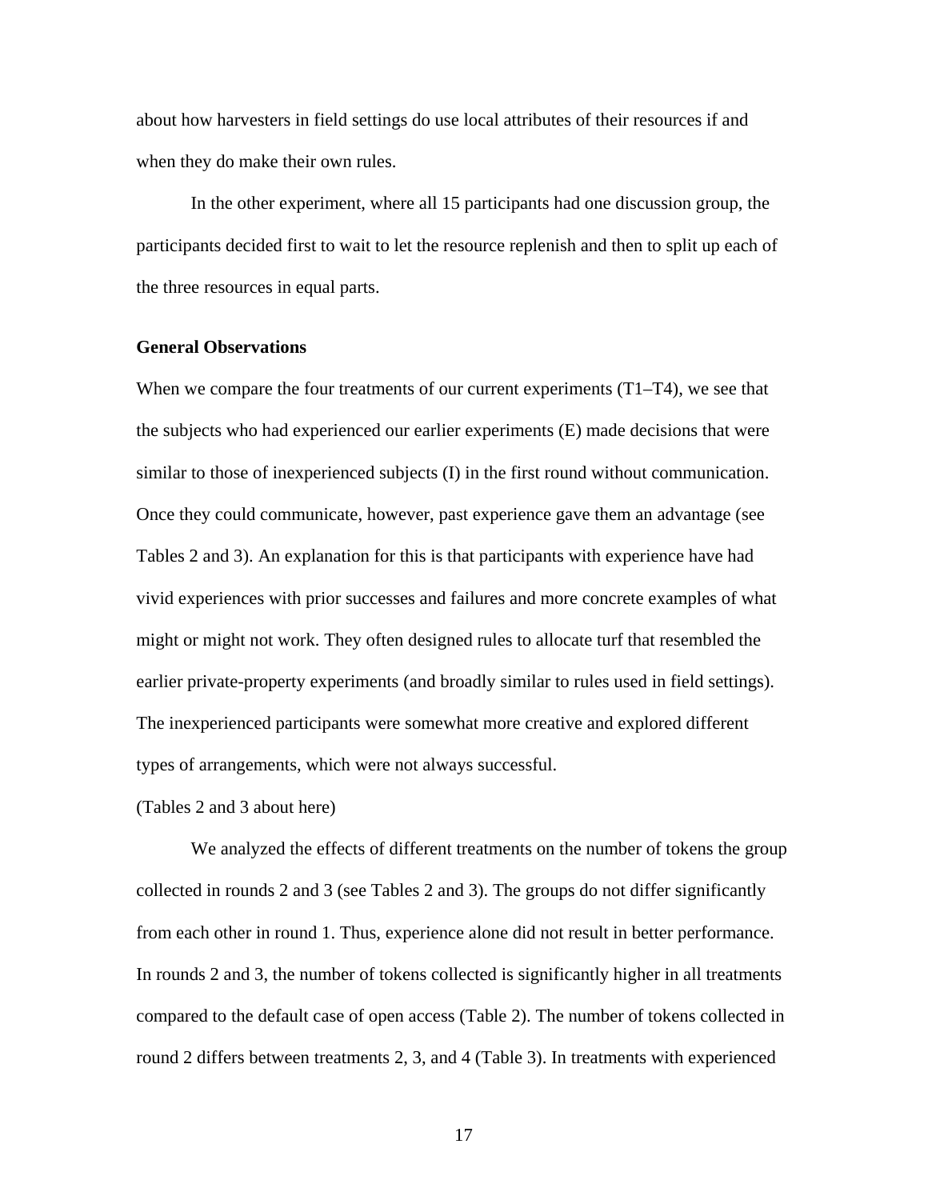about how harvesters in field settings do use local attributes of their resources if and when they do make their own rules.

In the other experiment, where all 15 participants had one discussion group, the participants decided first to wait to let the resource replenish and then to split up each of the three resources in equal parts.

**General Observations**

When we compare the four treatments of our current experiments (T1–T4), we see that the subjects who had experienced our earlier experiments (E) made decisions that were similar to those of inexperienced subjects (I) in the first round without communication. Once they could communicate, however, past experience gave them an advantage (see Tables 2 and 3). An explanation for this is that participants with experience have had vivid experiences with prior successes and failures and more concrete examples of what might or might not work. They often designed rules to allocate turf that resembled the earlier private-property experiments (and broadly similar to rules used in field settings). The inexperienced participants were somewhat more creative and explored different types of arrangements, which were not always successful.

(Tables 2 and 3 about here)

We analyzed the effects of different treatments on the number of tokens the group collected in rounds 2 and 3 (see Tables 2 and 3). The groups do not differ significantly from each other in round 1. Thus, experience alone did not result in better performance. In rounds 2 and 3, the number of tokens collected is significantly higher in all treatments compared to the default case of open access (Table 2). The number of tokens collected in round 2 differs between treatments 2, 3, and 4 (Table 3). In treatments with experienced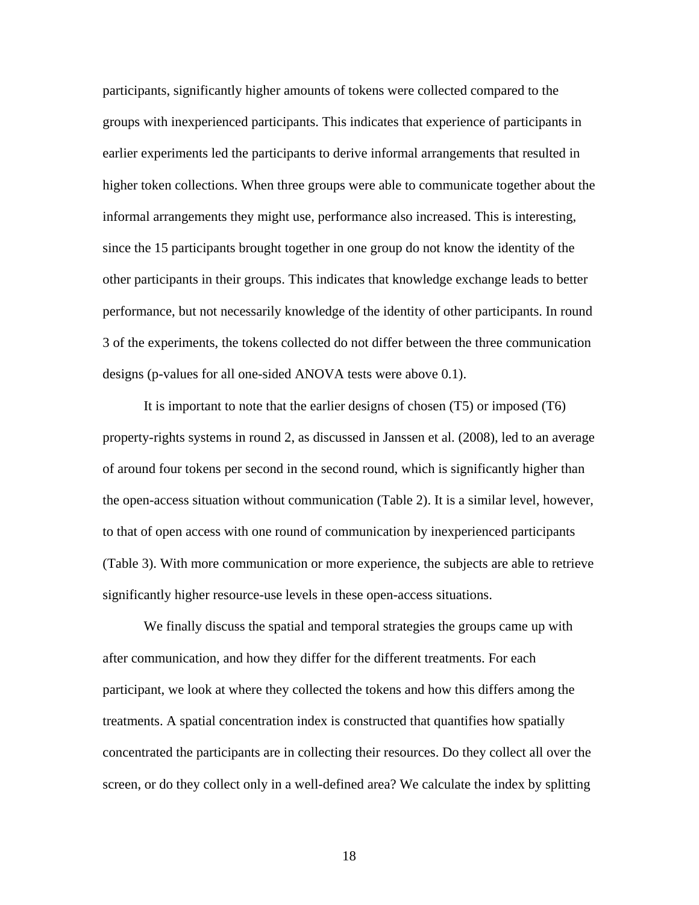participants, significantly higher amounts of tokens were collected compared to the groups with inexperienced participants. This indicates that experience of participants in earlier experiments led the participants to derive informal arrangements that resulted in higher token collections. When three groups were able to communicate together about the informal arrangements they might use, performance also increased. This is interesting, since the 15 participants brought together in one group do not know the identity of the other participants in their groups. This indicates that knowledge exchange leads to better performance, but not necessarily knowledge of the identity of other participants. In round 3 of the experiments, the tokens collected do not differ between the three communication designs (p-values for all one-sided ANOVA tests were above 0.1).

It is important to note that the earlier designs of chosen (T5) or imposed (T6) property-rights systems in round 2, as discussed in Janssen et al. (2008), led to an average of around four tokens per second in the second round, which is significantly higher than the open-access situation without communication (Table 2). It is a similar level, however, to that of open access with one round of communication by inexperienced participants (Table 3). With more communication or more experience, the subjects are able to retrieve significantly higher resource-use levels in these open-access situations.

We finally discuss the spatial and temporal strategies the groups came up with after communication, and how they differ for the different treatments. For each participant, we look at where they collected the tokens and how this differs among the treatments. A spatial concentration index is constructed that quantifies how spatially concentrated the participants are in collecting their resources. Do they collect all over the screen, or do they collect only in a well-defined area? We calculate the index by splitting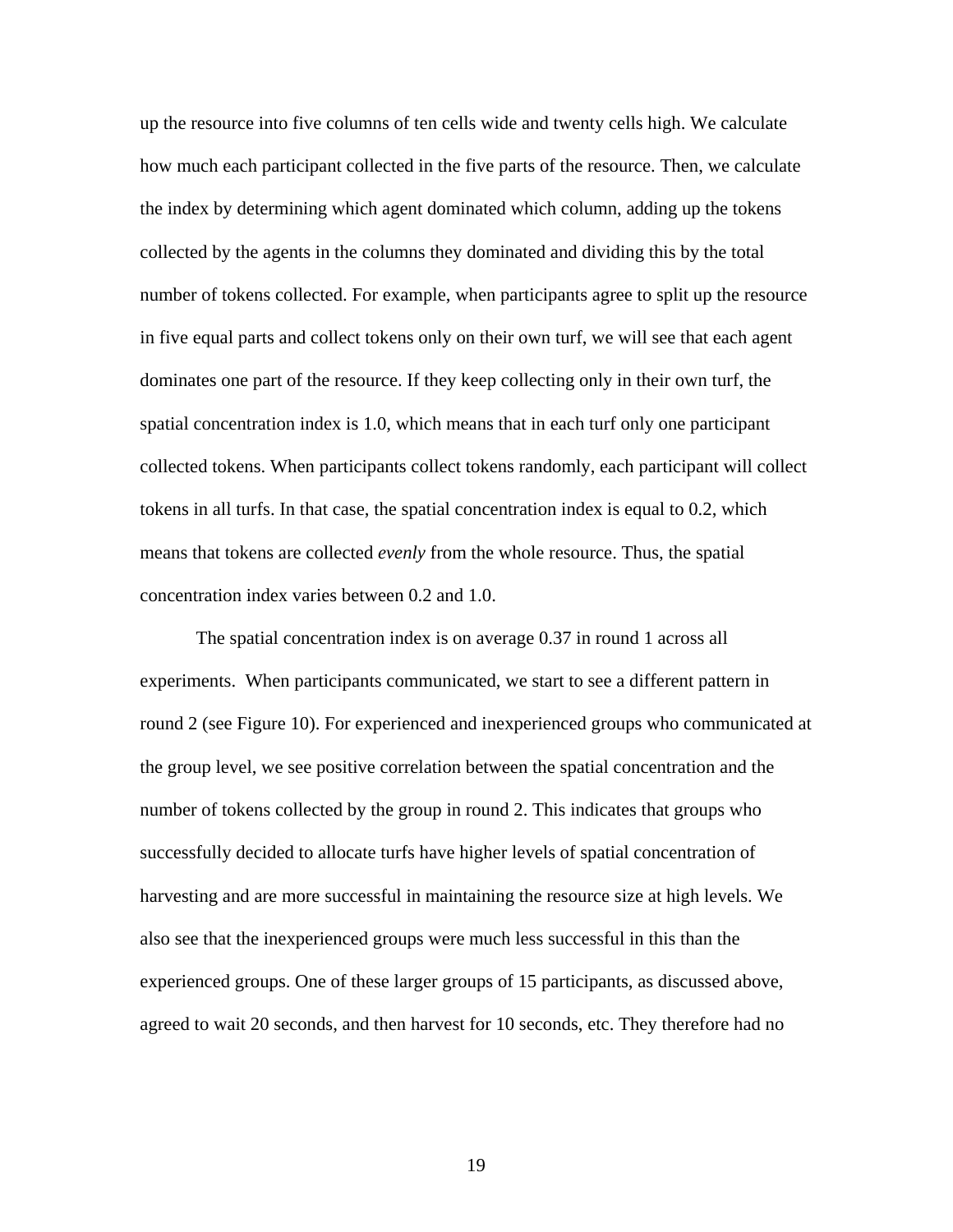up the resource into five columns of ten cells wide and twenty cells high. We calculate how much each participant collected in the five parts of the resource. Then, we calculate the index by determining which agent dominated which column, adding up the tokens collected by the agents in the columns they dominated and dividing this by the total number of tokens collected. For example, when participants agree to split up the resource in five equal parts and collect tokens only on their own turf, we will see that each agent dominates one part of the resource. If they keep collecting only in their own turf, the spatial concentration index is 1.0, which means that in each turf only one participant collected tokens. When participants collect tokens randomly, each participant will collect tokens in all turfs. In that case, the spatial concentration index is equal to 0.2, which means that tokens are collected *evenly* from the whole resource. Thus, the spatial concentration index varies between 0.2 and 1.0.

The spatial concentration index is on average 0.37 in round 1 across all experiments. When participants communicated, we start to see a different pattern in round 2 (see Figure 10). For experienced and inexperienced groups who communicated at the group level, we see positive correlation between the spatial concentration and the number of tokens collected by the group in round 2. This indicates that groups who successfully decided to allocate turfs have higher levels of spatial concentration of harvesting and are more successful in maintaining the resource size at high levels. We also see that the inexperienced groups were much less successful in this than the experienced groups. One of these larger groups of 15 participants, as discussed above, agreed to wait 20 seconds, and then harvest for 10 seconds, etc. They therefore had no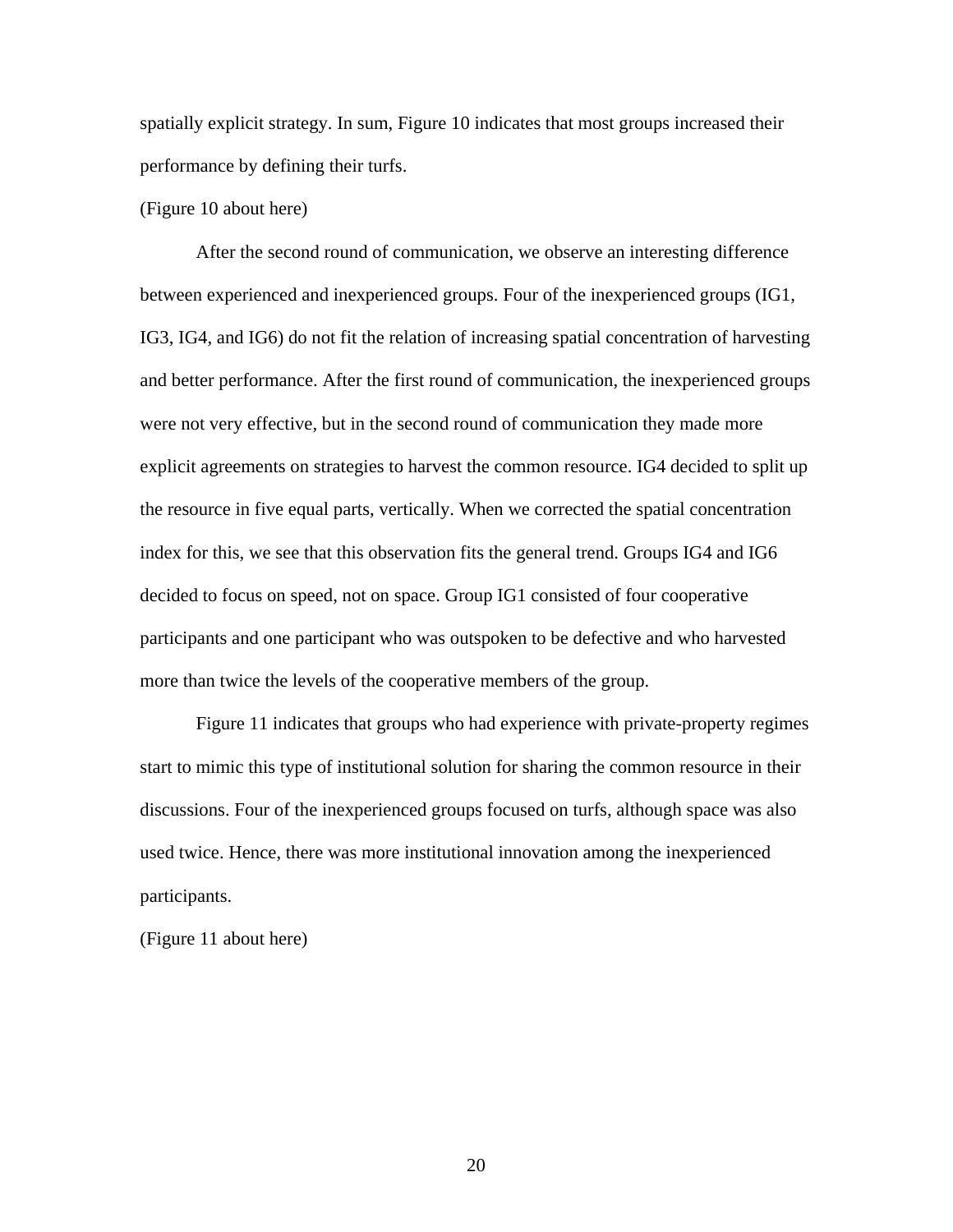spatially explicit strategy. In sum, Figure 10 indicates that most groups increased their performance by defining their turfs.

(Figure 10 about here)

After the second round of communication, we observe an interesting difference between experienced and inexperienced groups. Four of the inexperienced groups (IG1, IG3, IG4, and IG6) do not fit the relation of increasing spatial concentration of harvesting and better performance. After the first round of communication, the inexperienced groups were not very effective, but in the second round of communication they made more explicit agreements on strategies to harvest the common resource. IG4 decided to split up the resource in five equal parts, vertically. When we corrected the spatial concentration index for this, we see that this observation fits the general trend. Groups IG4 and IG6 decided to focus on speed, not on space. Group IG1 consisted of four cooperative participants and one participant who was outspoken to be defective and who harvested more than twice the levels of the cooperative members of the group.

Figure 11 indicates that groups who had experience with private-property regimes start to mimic this type of institutional solution for sharing the common resource in their discussions. Four of the inexperienced groups focused on turfs, although space was also used twice. Hence, there was more institutional innovation among the inexperienced participants.

(Figure 11 about here)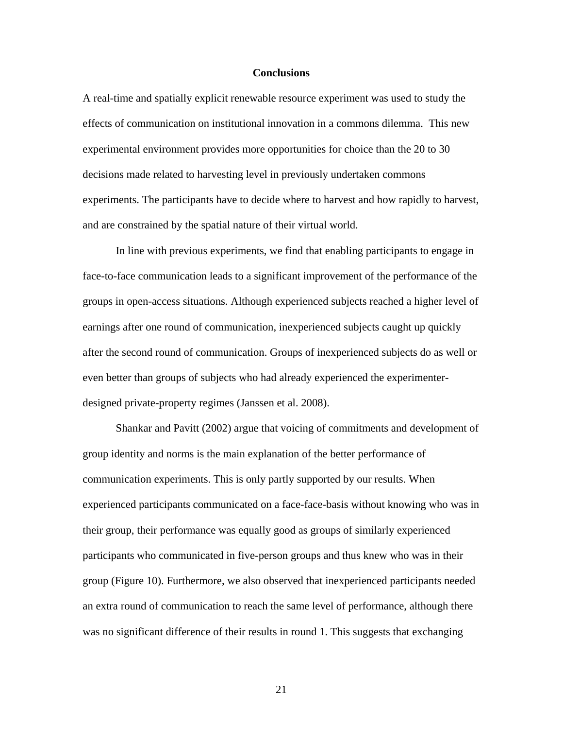## Conclusions

A real-time and spatially explicit renewable resource experiment was used to study the effects of communication on institutional innovation in a commons dilemma. This new experimental environment provides more opportunities for choice than the 20 to 30 decisions made related to harvesting level in previously undertaken commons experiments. The participants have to decide where to harvest and how rapidly to harvest, and are constrained by the spatial nature of their virtual world.

In line with previous experiments, we find that enabling participants to engage in face-to-face communication leads to a significant improvement of the performance of the groups in open-access situations. Although experienced subjects reached a higher level of earnings after one round of communication, inexperienced subjects caught up quickly after the second round of communication. Groups of inexperienced subjects do as well or even better than groups of subjects who had already experienced the experimenter-designed private-property regimes (Janssen et al. 2008).

Shankar and Pavitt (2002) argue that voicing of commitments and development of group identity and norms is the main explanation of the better performance of communication experiments. This is only partly supported by our results. When experienced participants communicated on a face-face-basis without knowing who was in their group, their performance was equally good as groups of similarly experienced participants who communicated in five-person groups and thus knew who was in their group (Figure 10). Furthermore, we also observed that inexperienced participants needed an extra round of communication to reach the same level of performance, although there was no significant difference of their results in round 1. This suggests that exchanging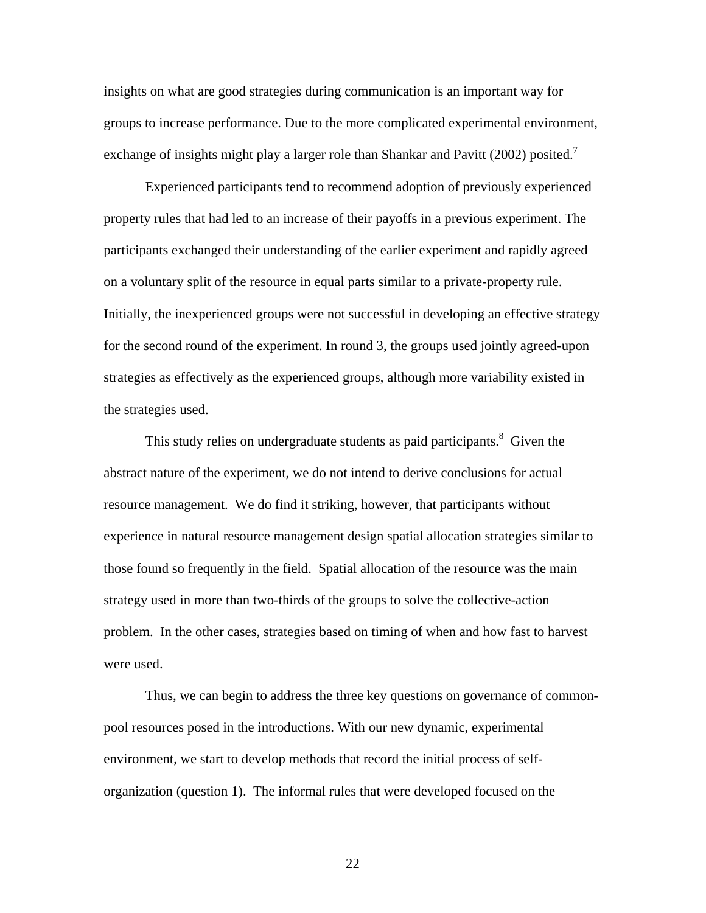insights on what are good strategies during communication is an important way for groups to increase performance. Due to the more complicated experimental environment, exchange of insights might play a larger role than Shankar and Pavitt (2002) posited.[7]

Experienced participants tend to recommend adoption of previously experienced property rules that had led to an increase of their payoffs in a previous experiment. The participants exchanged their understanding of the earlier experiment and rapidly agreed on a voluntary split of the resource in equal parts similar to a private-property rule. Initially, the inexperienced groups were not successful in developing an effective strategy for the second round of the experiment. In round 3, the groups used jointly agreed-upon strategies as effectively as the experienced groups, although more variability existed in the strategies used.

This study relies on undergraduate students as paid participants.[8] Given the abstract nature of the experiment, we do not intend to derive conclusions for actual resource management. We do find it striking, however, that participants without experience in natural resource management design spatial allocation strategies similar to those found so frequently in the field. Spatial allocation of the resource was the main strategy used in more than two-thirds of the groups to solve the collective-action problem. In the other cases, strategies based on timing of when and how fast to harvest were used.

Thus, we can begin to address the three key questions on governance of common-pool resources posed in the introductions. With our new dynamic, experimental environment, we start to develop methods that record the initial process of self-organization (question 1). The informal rules that were developed focused on the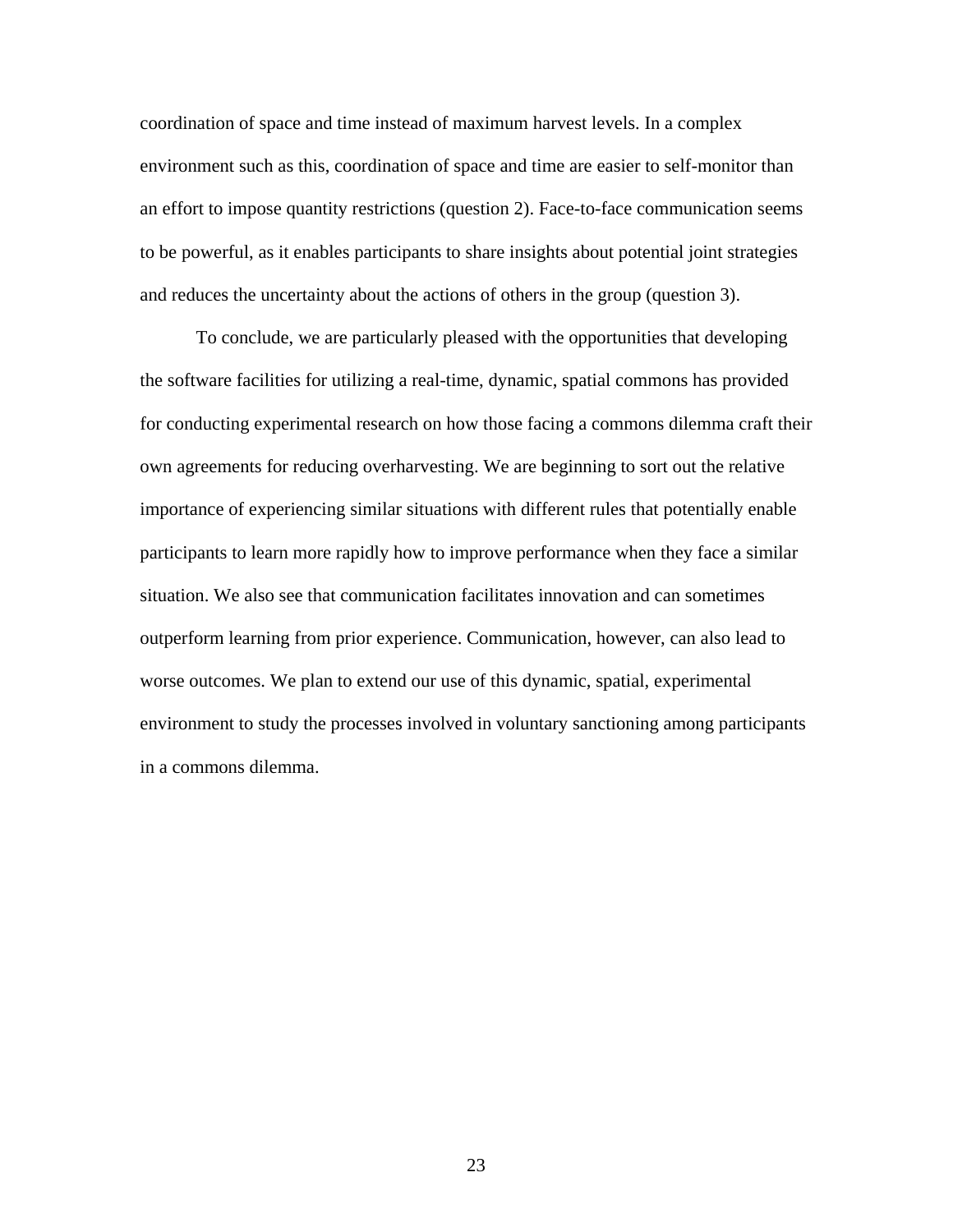coordination of space and time instead of maximum harvest levels. In a complex environment such as this, coordination of space and time are easier to self-monitor than an effort to impose quantity restrictions (question 2). Face-to-face communication seems to be powerful, as it enables participants to share insights about potential joint strategies and reduces the uncertainty about the actions of others in the group (question 3).

To conclude, we are particularly pleased with the opportunities that developing the software facilities for utilizing a real-time, dynamic, spatial commons has provided for conducting experimental research on how those facing a commons dilemma craft their own agreements for reducing overharvesting. We are beginning to sort out the relative importance of experiencing similar situations with different rules that potentially enable participants to learn more rapidly how to improve performance when they face a similar situation. We also see that communication facilitates innovation and can sometimes outperform learning from prior experience. Communication, however, can also lead to worse outcomes. We plan to extend our use of this dynamic, spatial, experimental environment to study the processes involved in voluntary sanctioning among participants in a commons dilemma.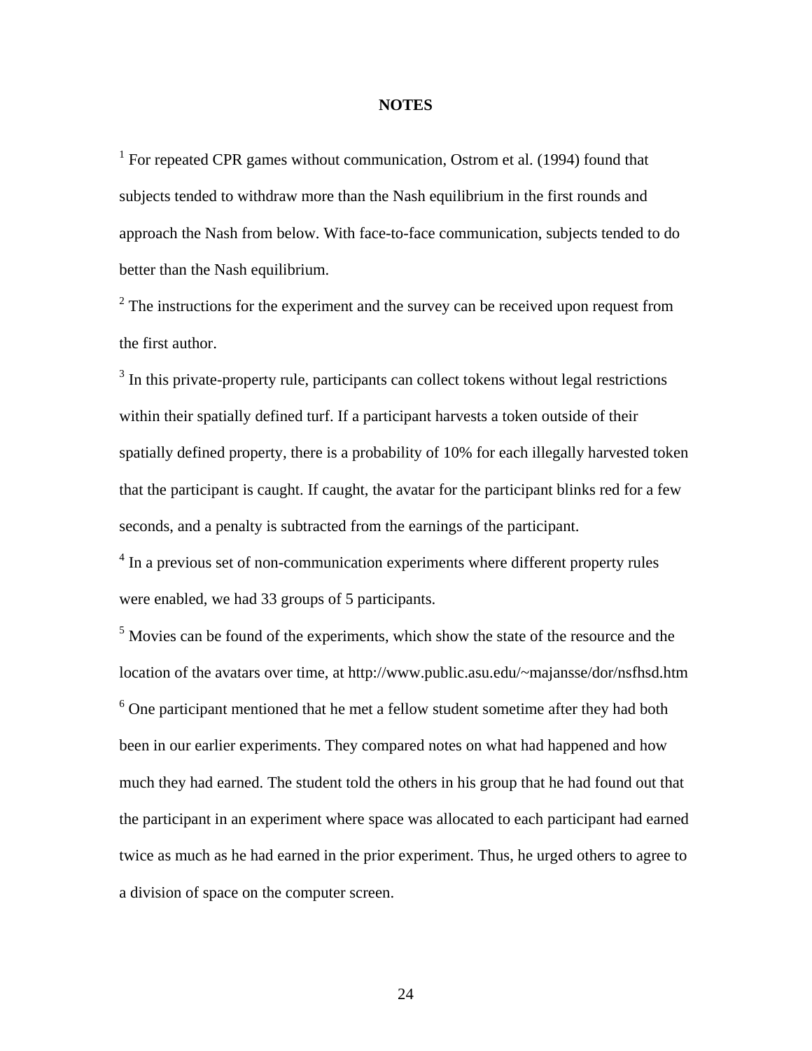## NOTES

[1] For repeated CPR games without communication, Ostrom et al. (1994) found that subjects tended to withdraw more than the Nash equilibrium in the first rounds and approach the Nash from below. With face-to-face communication, subjects tended to do better than the Nash equilibrium.

[2] The instructions for the experiment and the survey can be received upon request from the first author.

[3] In this private-property rule, participants can collect tokens without legal restrictions within their spatially defined turf. If a participant harvests a token outside of their spatially defined property, there is a probability of 10% for each illegally harvested token that the participant is caught. If caught, the avatar for the participant blinks red for a few seconds, and a penalty is subtracted from the earnings of the participant.

[4] In a previous set of non-communication experiments where different property rules were enabled, we had 33 groups of 5 participants.

[5] Movies can be found of the experiments, which show the state of the resource and the location of the avatars over time, at http://www.public.asu.edu/~majansse/dor/nsfhsd.htm

[6] One participant mentioned that he met a fellow student sometime after they had both been in our earlier experiments. They compared notes on what had happened and how much they had earned. The student told the others in his group that he had found out that the participant in an experiment where space was allocated to each participant had earned twice as much as he had earned in the prior experiment. Thus, he urged others to agree to a division of space on the computer screen.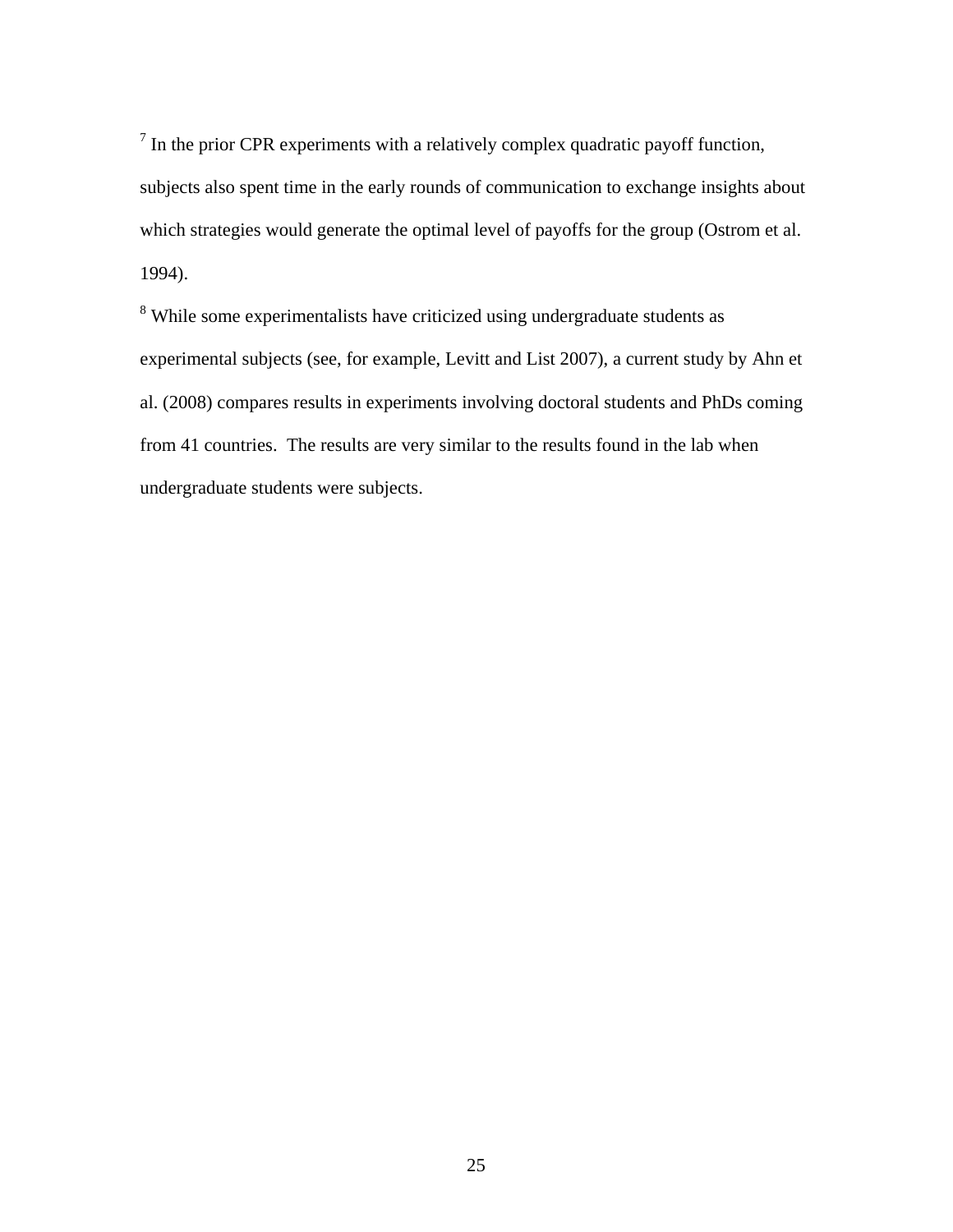[7] In the prior CPR experiments with a relatively complex quadratic payoff function, subjects also spent time in the early rounds of communication to exchange insights about which strategies would generate the optimal level of payoffs for the group (Ostrom et al. 1994).

[8] While some experimentalists have criticized using undergraduate students as experimental subjects (see, for example, Levitt and List 2007), a current study by Ahn et al. (2008) compares results in experiments involving doctoral students and PhDs coming from 41 countries. The results are very similar to the results found in the lab when undergraduate students were subjects.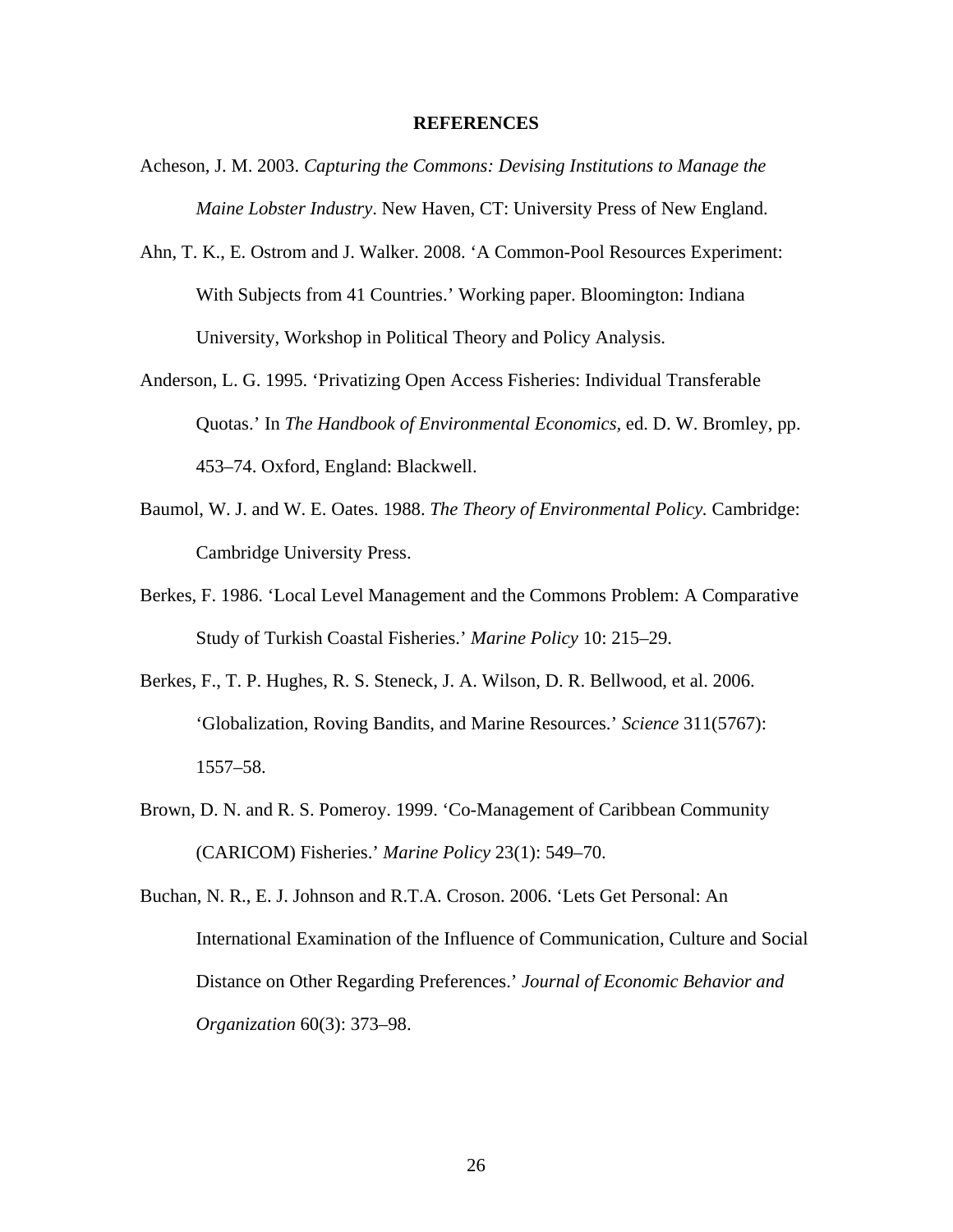# REFERENCES

Acheson, J. M. 2003. *Capturing the Commons: Devising Institutions to Manage the Maine Lobster Industry*. New Haven, CT: University Press of New England.

Ahn, T. K., E. Ostrom and J. Walker. 2008. 'A Common-Pool Resources Experiment: With Subjects from 41 Countries.' Working paper. Bloomington: Indiana University, Workshop in Political Theory and Policy Analysis.

Anderson, L. G. 1995. 'Privatizing Open Access Fisheries: Individual Transferable Quotas.' In *The Handbook of Environmental Economics*, ed. D. W. Bromley, pp. 453–74. Oxford, England: Blackwell.

Baumol, W. J. and W. E. Oates. 1988. *The Theory of Environmental Policy.* Cambridge: Cambridge University Press.

Berkes, F. 1986. 'Local Level Management and the Commons Problem: A Comparative Study of Turkish Coastal Fisheries.' *Marine Policy* 10: 215–29.

Berkes, F., T. P. Hughes, R. S. Steneck, J. A. Wilson, D. R. Bellwood, et al. 2006. 'Globalization, Roving Bandits, and Marine Resources.' *Science* 311(5767): 1557–58.

Brown, D. N. and R. S. Pomeroy. 1999. 'Co-Management of Caribbean Community (CARICOM) Fisheries.' *Marine Policy* 23(1): 549–70.

Buchan, N. R., E. J. Johnson and R.T.A. Croson. 2006. 'Lets Get Personal: An International Examination of the Influence of Communication, Culture and Social Distance on Other Regarding Preferences.' *Journal of Economic Behavior and Organization* 60(3): 373–98.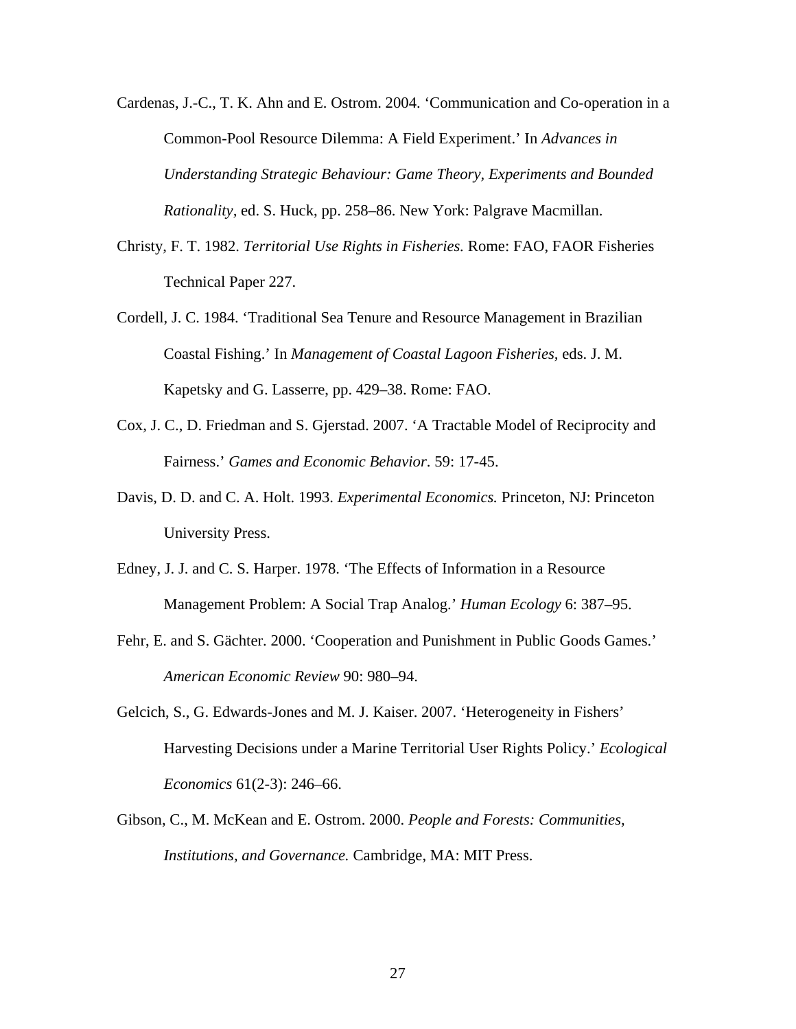Cardenas, J.-C., T. K. Ahn and E. Ostrom. 2004. 'Communication and Co-operation in a Common-Pool Resource Dilemma: A Field Experiment.' In *Advances in Understanding Strategic Behaviour: Game Theory, Experiments and Bounded Rationality*, ed. S. Huck, pp. 258–86. New York: Palgrave Macmillan.

Christy, F. T. 1982. *Territorial Use Rights in Fisheries.* Rome: FAO, FAOR Fisheries Technical Paper 227.

Cordell, J. C. 1984. 'Traditional Sea Tenure and Resource Management in Brazilian Coastal Fishing.' In *Management of Coastal Lagoon Fisheries*, eds. J. M. Kapetsky and G. Lasserre, pp. 429–38. Rome: FAO.

Cox, J. C., D. Friedman and S. Gjerstad. 2007. 'A Tractable Model of Reciprocity and Fairness.' *Games and Economic Behavior*. 59: 17-45.

Davis, D. D. and C. A. Holt. 1993. *Experimental Economics.* Princeton, NJ: Princeton University Press.

Edney, J. J. and C. S. Harper. 1978. 'The Effects of Information in a Resource Management Problem: A Social Trap Analog.' *Human Ecology* 6: 387–95.

Fehr, E. and S. Gächter. 2000. 'Cooperation and Punishment in Public Goods Games.' *American Economic Review* 90: 980–94.

Gelcich, S., G. Edwards-Jones and M. J. Kaiser. 2007. 'Heterogeneity in Fishers' Harvesting Decisions under a Marine Territorial User Rights Policy.' *Ecological Economics* 61(2-3): 246–66.

Gibson, C., M. McKean and E. Ostrom. 2000. *People and Forests: Communities, Institutions, and Governance.* Cambridge, MA: MIT Press.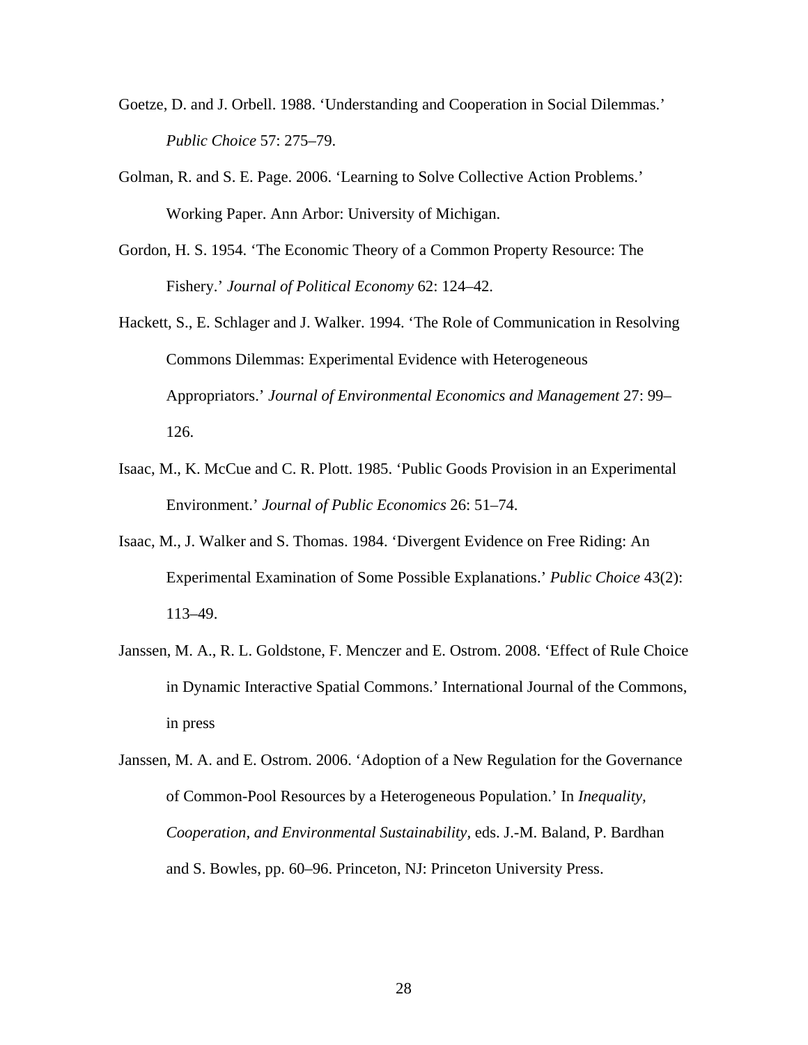Goetze, D. and J. Orbell. 1988. 'Understanding and Cooperation in Social Dilemmas.' *Public Choice* 57: 275–79.

Golman, R. and S. E. Page. 2006. 'Learning to Solve Collective Action Problems.' Working Paper. Ann Arbor: University of Michigan.

Gordon, H. S. 1954. 'The Economic Theory of a Common Property Resource: The Fishery.' *Journal of Political Economy* 62: 124–42.

Hackett, S., E. Schlager and J. Walker. 1994. 'The Role of Communication in Resolving Commons Dilemmas: Experimental Evidence with Heterogeneous Appropriators.' *Journal of Environmental Economics and Management* 27: 99–126.

Isaac, M., K. McCue and C. R. Plott. 1985. 'Public Goods Provision in an Experimental Environment.' *Journal of Public Economics* 26: 51–74.

Isaac, M., J. Walker and S. Thomas. 1984. 'Divergent Evidence on Free Riding: An Experimental Examination of Some Possible Explanations.' *Public Choice* 43(2): 113–49.

Janssen, M. A., R. L. Goldstone, F. Menczer and E. Ostrom. 2008. 'Effect of Rule Choice in Dynamic Interactive Spatial Commons.' International Journal of the Commons, in press

Janssen, M. A. and E. Ostrom. 2006. 'Adoption of a New Regulation for the Governance of Common-Pool Resources by a Heterogeneous Population.' In *Inequality, Cooperation, and Environmental Sustainability*, eds. J.-M. Baland, P. Bardhan and S. Bowles, pp. 60–96. Princeton, NJ: Princeton University Press.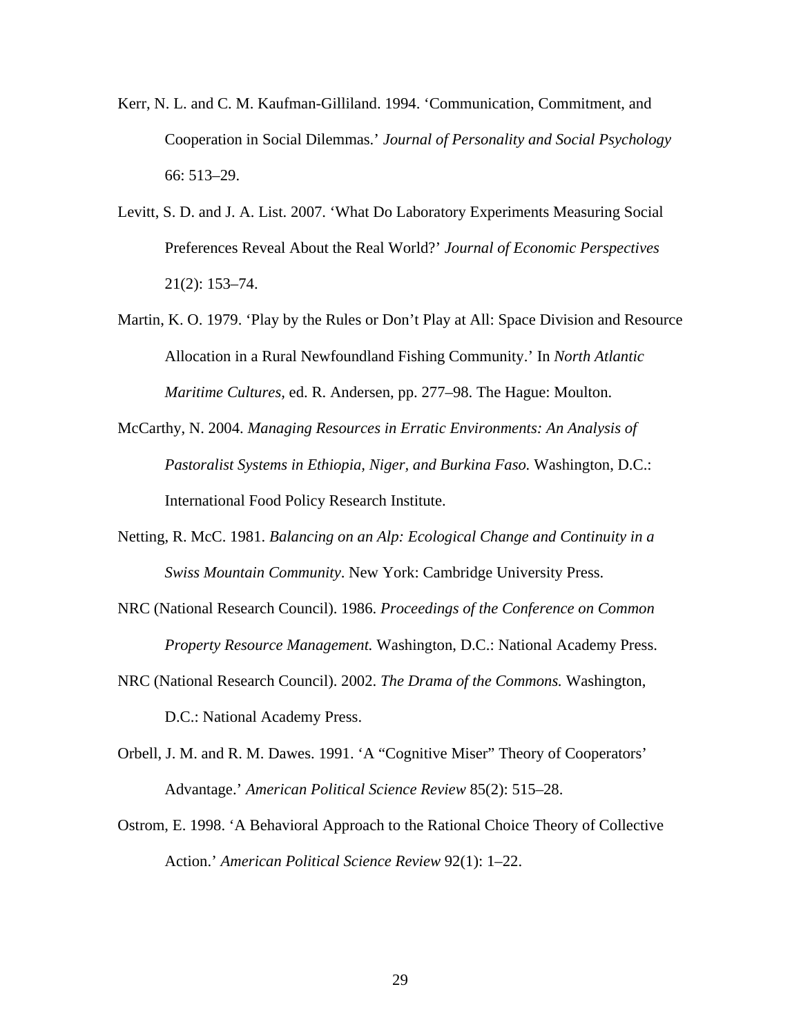Kerr, N. L. and C. M. Kaufman-Gilliland. 1994. 'Communication, Commitment, and Cooperation in Social Dilemmas.' *Journal of Personality and Social Psychology* 66: 513–29.

Levitt, S. D. and J. A. List. 2007. 'What Do Laboratory Experiments Measuring Social Preferences Reveal About the Real World?' *Journal of Economic Perspectives* 21(2): 153–74.

Martin, K. O. 1979. 'Play by the Rules or Don't Play at All: Space Division and Resource Allocation in a Rural Newfoundland Fishing Community.' In *North Atlantic Maritime Cultures,* ed. R. Andersen, pp. 277–98. The Hague: Moulton.

McCarthy, N. 2004. *Managing Resources in Erratic Environments: An Analysis of Pastoralist Systems in Ethiopia, Niger, and Burkina Faso.* Washington, D.C.: International Food Policy Research Institute.

Netting, R. McC. 1981. *Balancing on an Alp: Ecological Change and Continuity in a Swiss Mountain Community*. New York: Cambridge University Press.

NRC (National Research Council). 1986. *Proceedings of the Conference on Common Property Resource Management.* Washington, D.C.: National Academy Press.

NRC (National Research Council). 2002. *The Drama of the Commons.* Washington, D.C.: National Academy Press.

Orbell, J. M. and R. M. Dawes. 1991. 'A "Cognitive Miser" Theory of Cooperators' Advantage.' *American Political Science Review* 85(2): 515–28.

Ostrom, E. 1998. 'A Behavioral Approach to the Rational Choice Theory of Collective Action.' *American Political Science Review* 92(1): 1–22.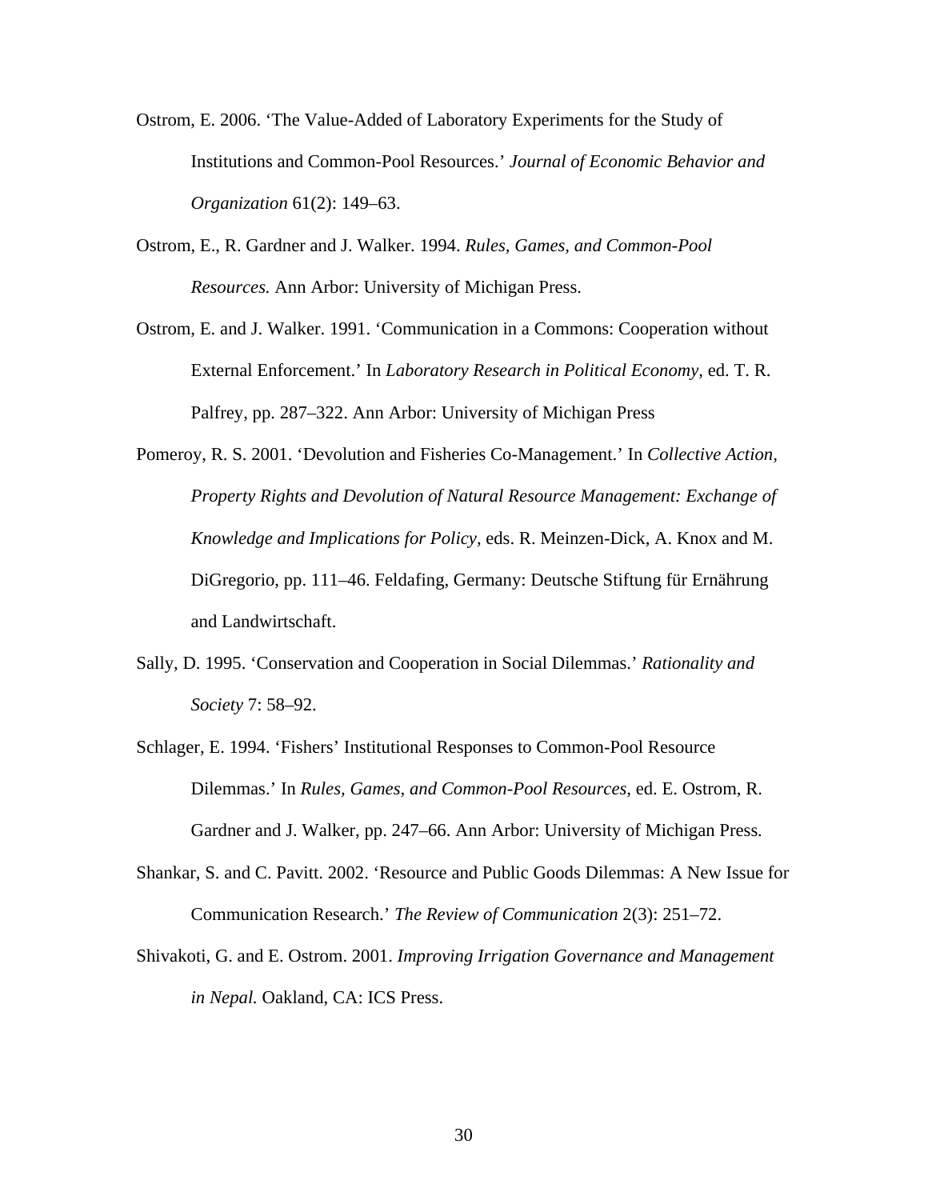Ostrom, E. 2006. 'The Value-Added of Laboratory Experiments for the Study of Institutions and Common-Pool Resources.' *Journal of Economic Behavior and Organization* 61(2): 149–63.

Ostrom, E., R. Gardner and J. Walker. 1994. *Rules, Games, and Common-Pool Resources.* Ann Arbor: University of Michigan Press.

Ostrom, E. and J. Walker. 1991. 'Communication in a Commons: Cooperation without External Enforcement.' In *Laboratory Research in Political Economy*, ed. T. R. Palfrey, pp. 287–322. Ann Arbor: University of Michigan Press

Pomeroy, R. S. 2001. 'Devolution and Fisheries Co-Management.' In *Collective Action, Property Rights and Devolution of Natural Resource Management: Exchange of Knowledge and Implications for Policy*, eds. R. Meinzen-Dick, A. Knox and M. DiGregorio, pp. 111–46. Feldafing, Germany: Deutsche Stiftung für Ernährung and Landwirtschaft.

Sally, D. 1995. 'Conservation and Cooperation in Social Dilemmas.' *Rationality and Society* 7: 58–92.

Schlager, E. 1994. 'Fishers' Institutional Responses to Common-Pool Resource Dilemmas.' In *Rules, Games, and Common-Pool Resources*, ed. E. Ostrom, R. Gardner and J. Walker, pp. 247–66. Ann Arbor: University of Michigan Press.

Shankar, S. and C. Pavitt. 2002. 'Resource and Public Goods Dilemmas: A New Issue for Communication Research.' *The Review of Communication* 2(3): 251–72.

Shivakoti, G. and E. Ostrom. 2001. *Improving Irrigation Governance and Management in Nepal.* Oakland, CA: ICS Press.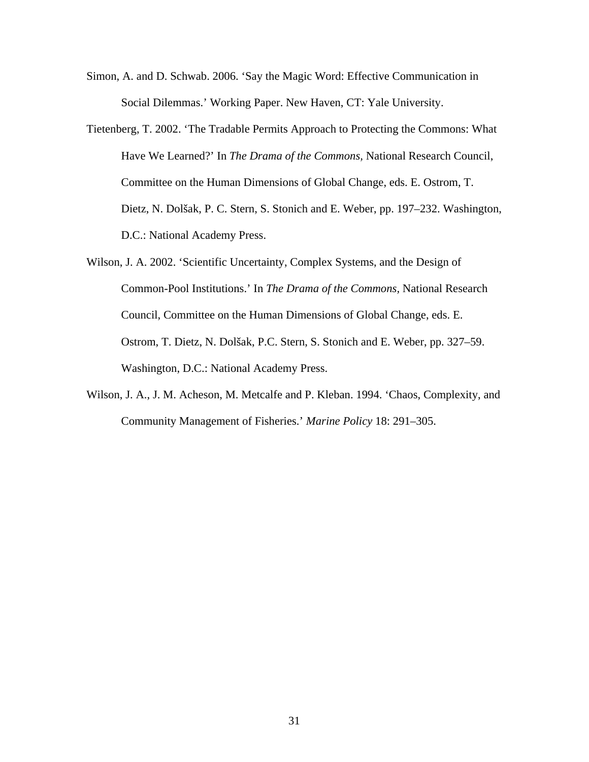Simon, A. and D. Schwab. 2006. 'Say the Magic Word: Effective Communication in Social Dilemmas.' Working Paper. New Haven, CT: Yale University.

Tietenberg, T. 2002. 'The Tradable Permits Approach to Protecting the Commons: What Have We Learned?' In *The Drama of the Commons*, National Research Council, Committee on the Human Dimensions of Global Change, eds. E. Ostrom, T. Dietz, N. Dolšak, P. C. Stern, S. Stonich and E. Weber, pp. 197–232. Washington, D.C.: National Academy Press.

Wilson, J. A. 2002. 'Scientific Uncertainty, Complex Systems, and the Design of Common-Pool Institutions.' In *The Drama of the Commons*, National Research Council, Committee on the Human Dimensions of Global Change, eds. E. Ostrom, T. Dietz, N. Dolšak, P.C. Stern, S. Stonich and E. Weber, pp. 327–59. Washington, D.C.: National Academy Press.

Wilson, J. A., J. M. Acheson, M. Metcalfe and P. Kleban. 1994. 'Chaos, Complexity, and Community Management of Fisheries.' *Marine Policy* 18: 291–305.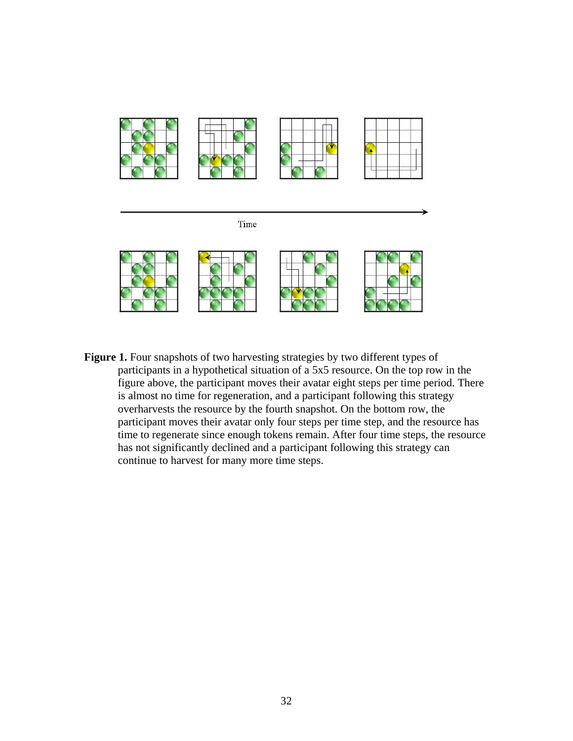**Figure 1.** Four snapshots of two harvesting strategies by two different types of participants in a hypothetical situation of a 5x5 resource. On the top row in the figure above, the participant moves their avatar eight steps per time period. There is almost no time for regeneration, and a participant following this strategy overharvests the resource by the fourth snapshot. On the bottom row, the participant moves their avatar only four steps per time step, and the resource has time to regenerate since enough tokens remain. After four time steps, the resource has not significantly declined and a participant following this strategy can continue to harvest for many more time steps.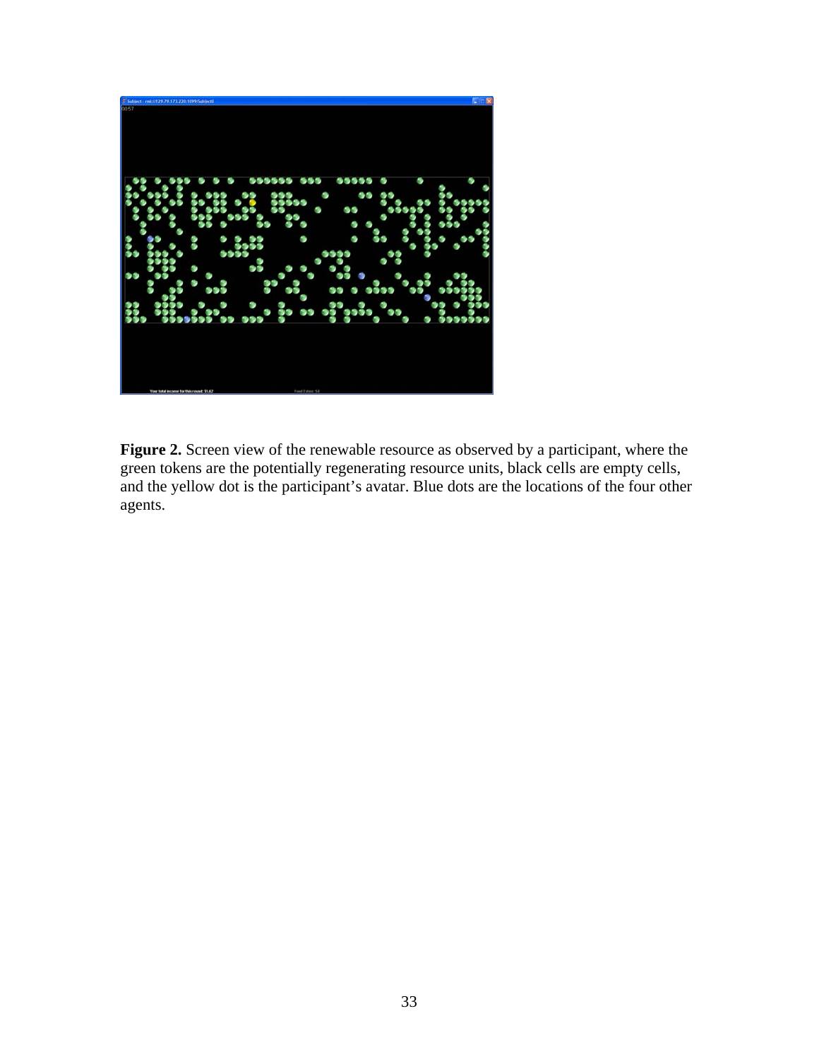**Figure 2.** Screen view of the renewable resource as observed by a participant, where the green tokens are the potentially regenerating resource units, black cells are empty cells, and the yellow dot is the participant's avatar. Blue dots are the locations of the four other agents.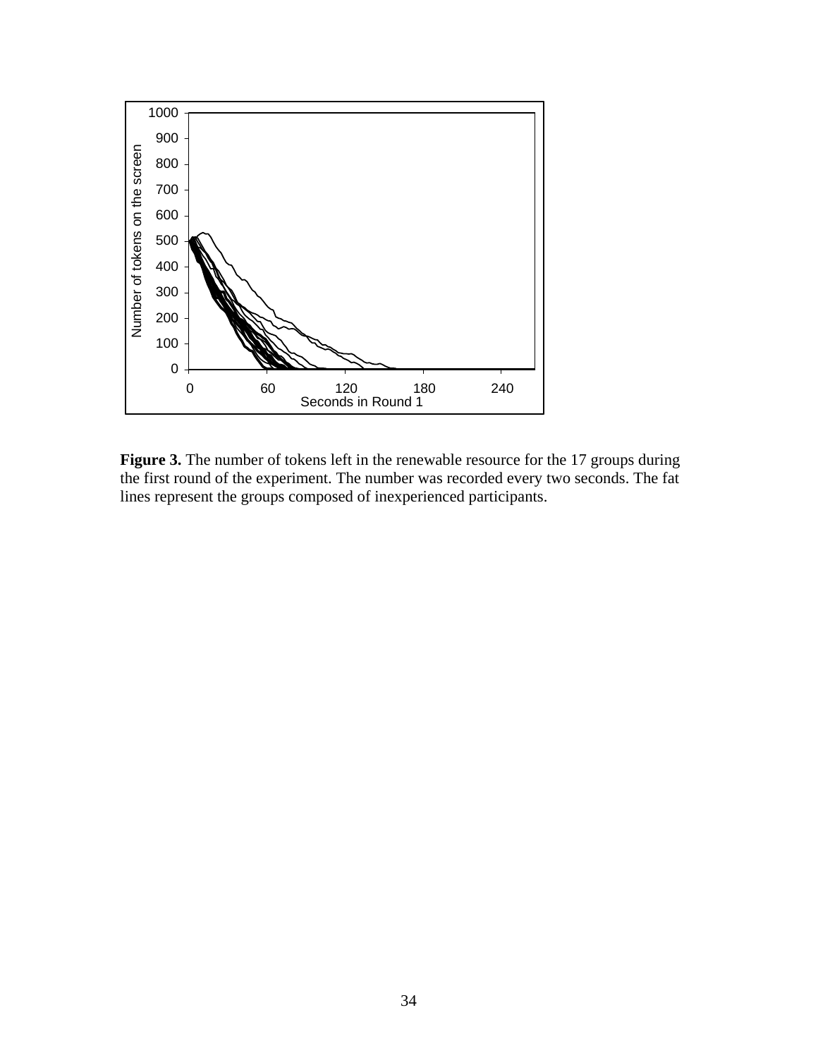**Figure 3.** The number of tokens left in the renewable resource for the 17 groups during the first round of the experiment. The number was recorded every two seconds. The fat lines represent the groups composed of inexperienced participants.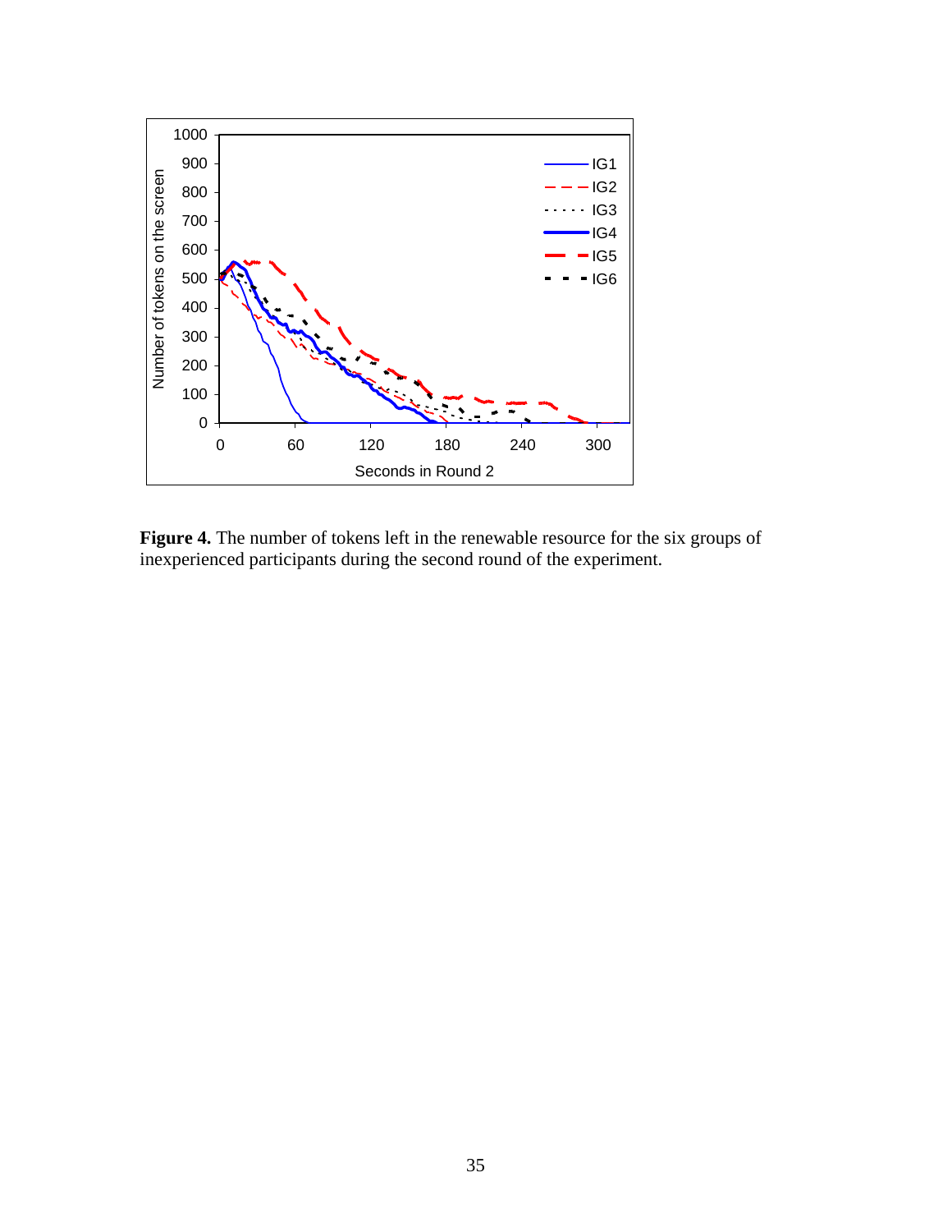**Figure 4.** The number of tokens left in the renewable resource for the six groups of inexperienced participants during the second round of the experiment.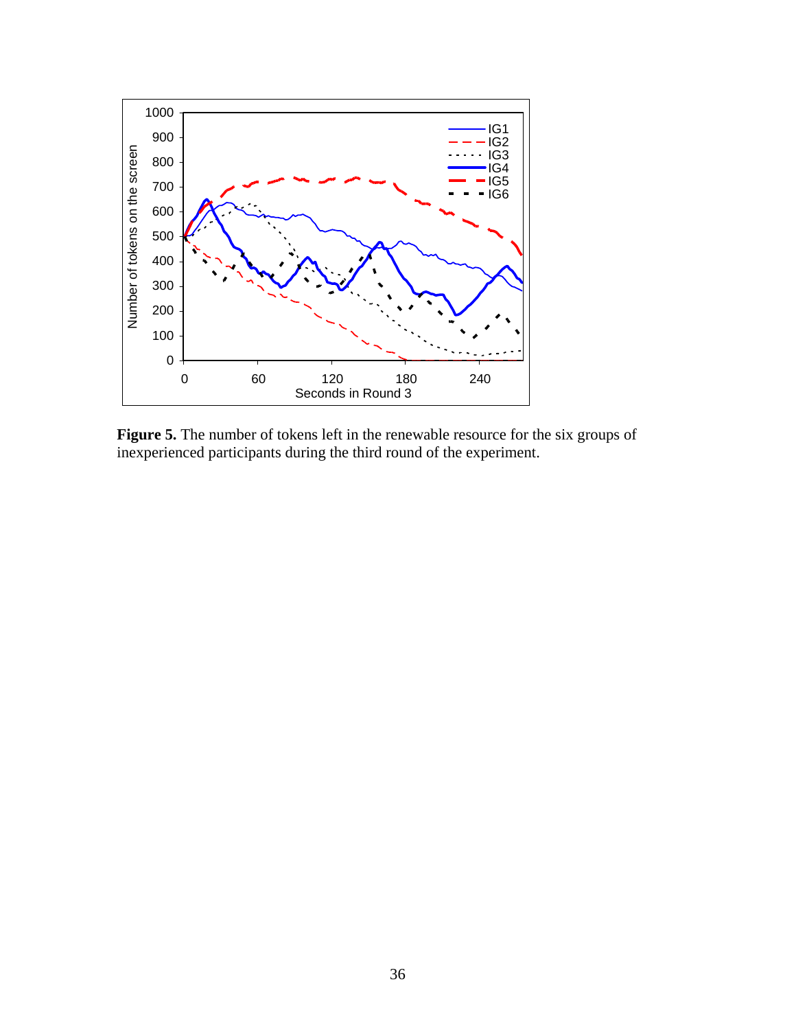**Figure 5.** The number of tokens left in the renewable resource for the six groups of inexperienced participants during the third round of the experiment.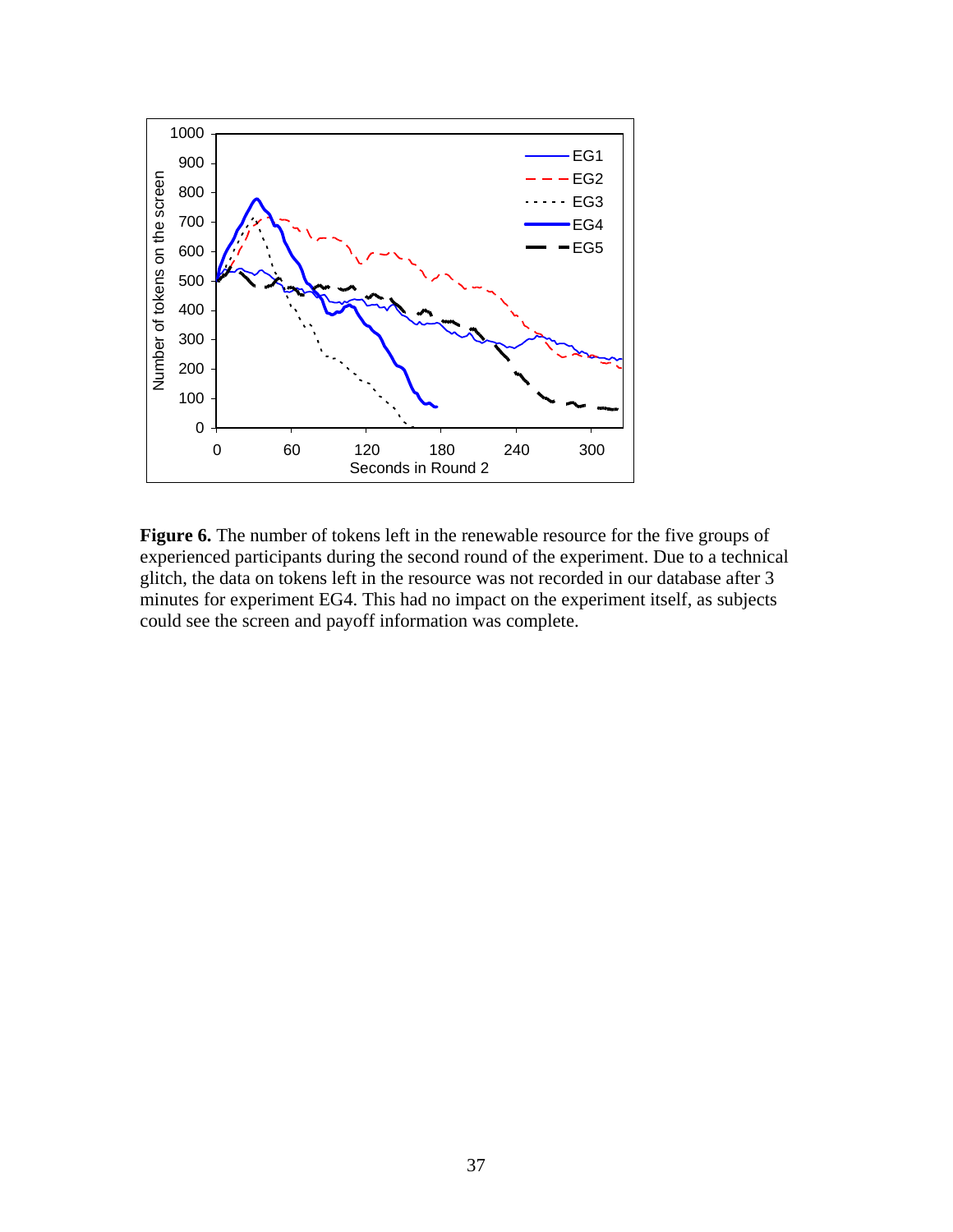**Figure 6.** The number of tokens left in the renewable resource for the five groups of experienced participants during the second round of the experiment. Due to a technical glitch, the data on tokens left in the resource was not recorded in our database after 3 minutes for experiment EG4. This had no impact on the experiment itself, as subjects could see the screen and payoff information was complete.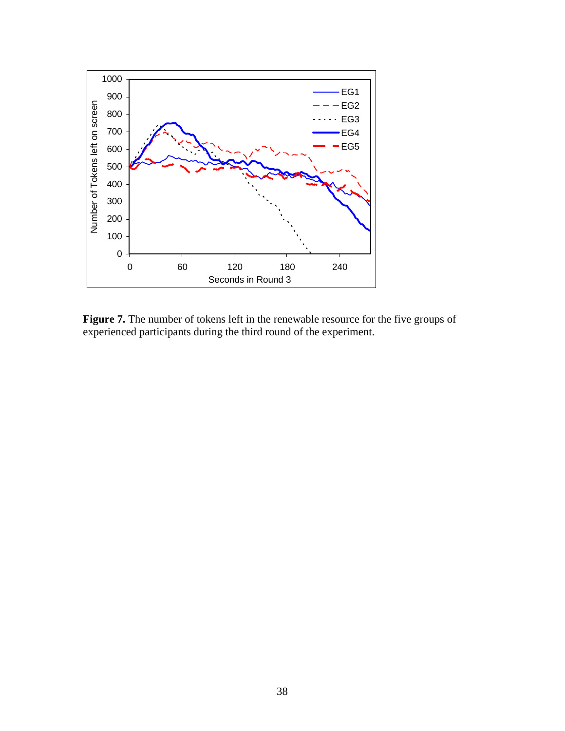**Figure 7.** The number of tokens left in the renewable resource for the five groups of experienced participants during the third round of the experiment.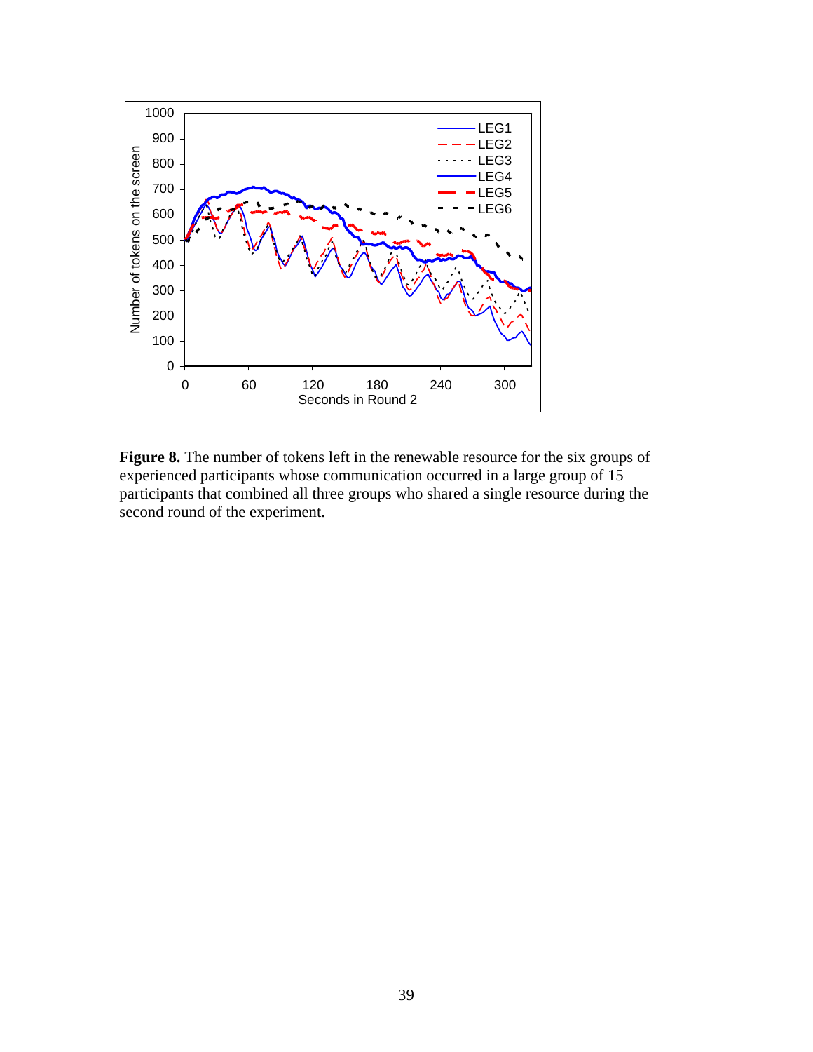**Figure 8.** The number of tokens left in the renewable resource for the six groups of experienced participants whose communication occurred in a large group of 15 participants that combined all three groups who shared a single resource during the second round of the experiment.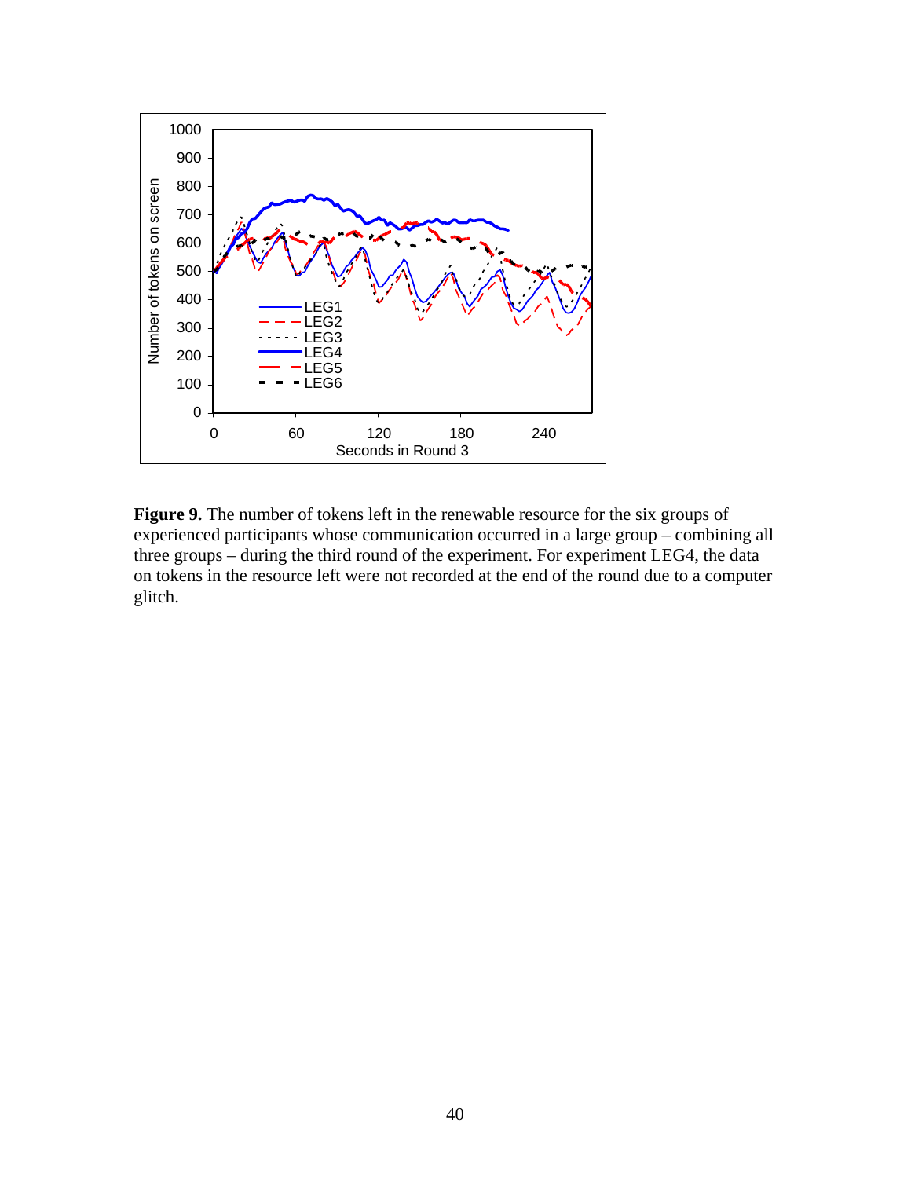**Figure 9.** The number of tokens left in the renewable resource for the six groups of experienced participants whose communication occurred in a large group – combining all three groups – during the third round of the experiment. For experiment LEG4, the data on tokens in the resource left were not recorded at the end of the round due to a computer glitch.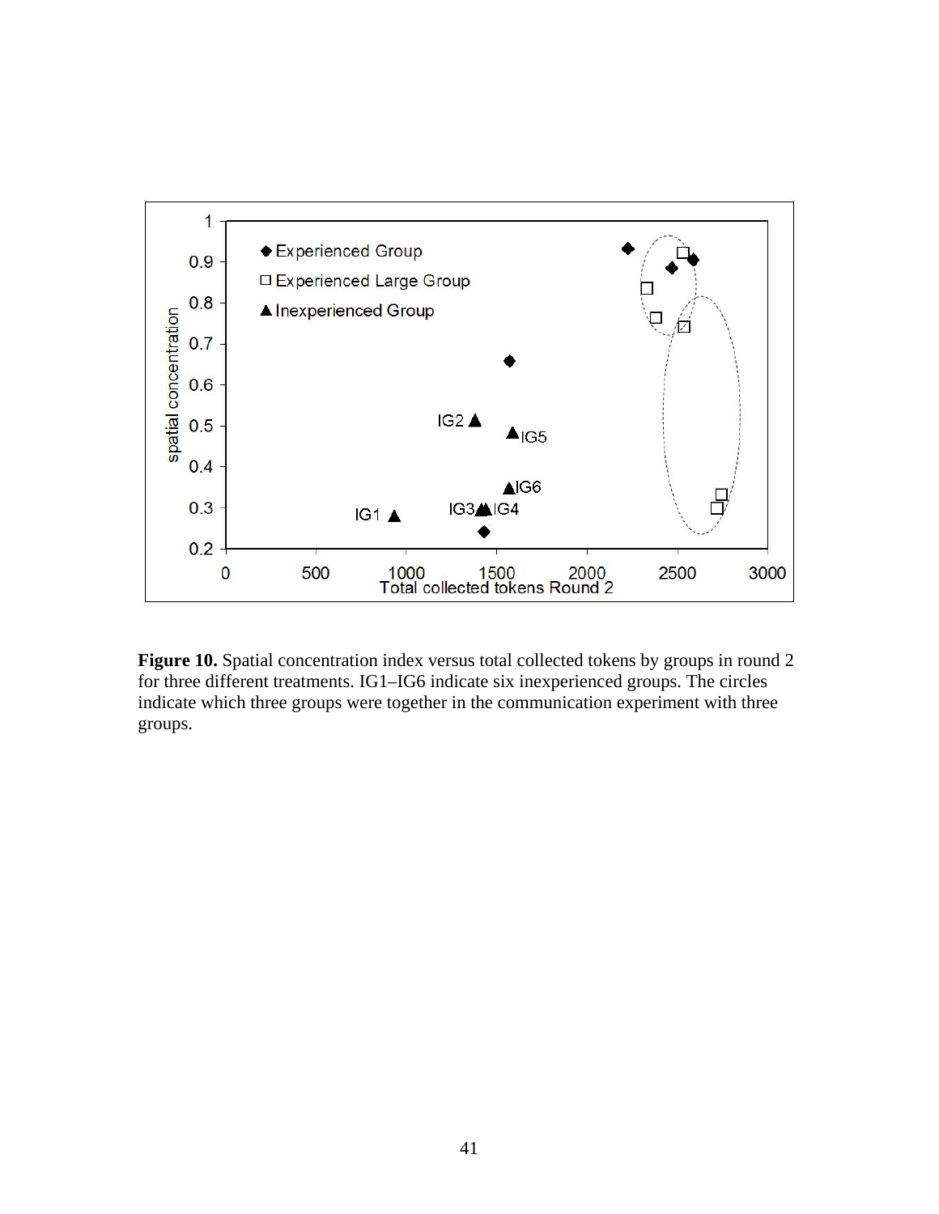**Figure 10.** Spatial concentration index versus total collected tokens by groups in round 2 for three different treatments. IG1–IG6 indicate six inexperienced groups. The circles indicate which three groups were together in the communication experiment with three groups.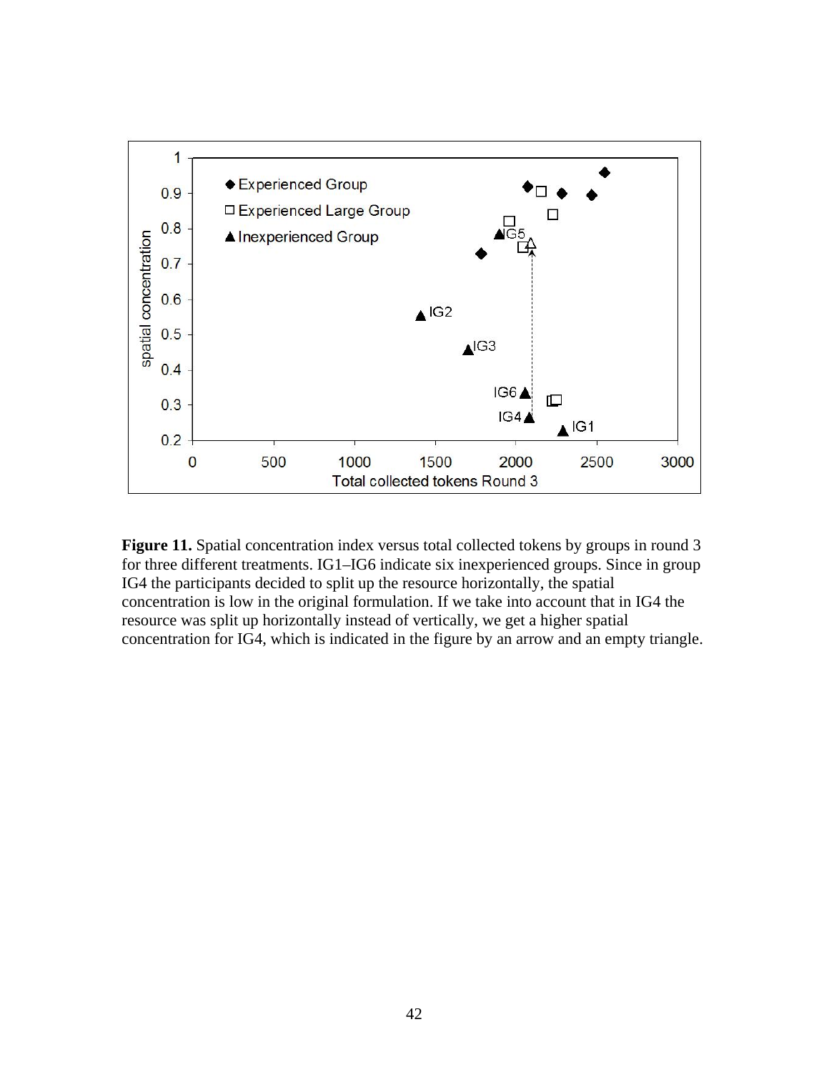**Figure 11.** Spatial concentration index versus total collected tokens by groups in round 3 for three different treatments. IG1–IG6 indicate six inexperienced groups. Since in group IG4 the participants decided to split up the resource horizontally, the spatial concentration is low in the original formulation. If we take into account that in IG4 the resource was split up horizontally instead of vertically, we get a higher spatial concentration for IG4, which is indicated in the figure by an arrow and an empty triangle.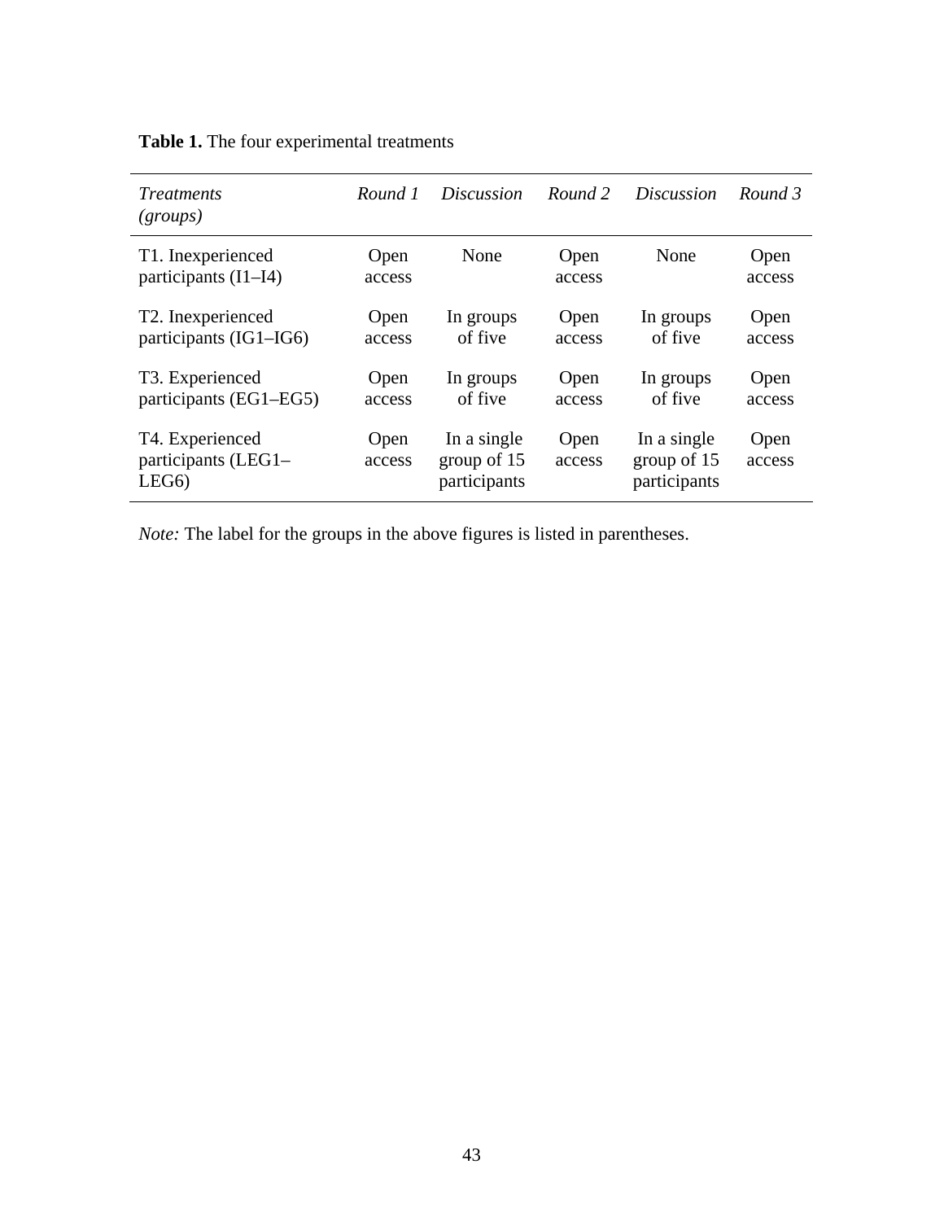**Table 1.** The four experimental treatments

| *Treatments (groups)* | *Round 1* | *Discussion* | *Round 2* | *Discussion* | *Round 3* |
|---|---|---|---|---|---|
| T1. Inexperienced participants (I1–I4) | Open access | None | Open access | None | Open access |
| T2. Inexperienced participants (IG1–IG6) | Open access | In groups of five | Open access | In groups of five | Open access |
| T3. Experienced participants (EG1–EG5) | Open access | In groups of five | Open access | In groups of five | Open access |
| T4. Experienced participants (LEG1–LEG6) | Open access | In a single group of 15 participants | Open access | In a single group of 15 participants | Open access |

*Note:* The label for the groups in the above figures is listed in parentheses.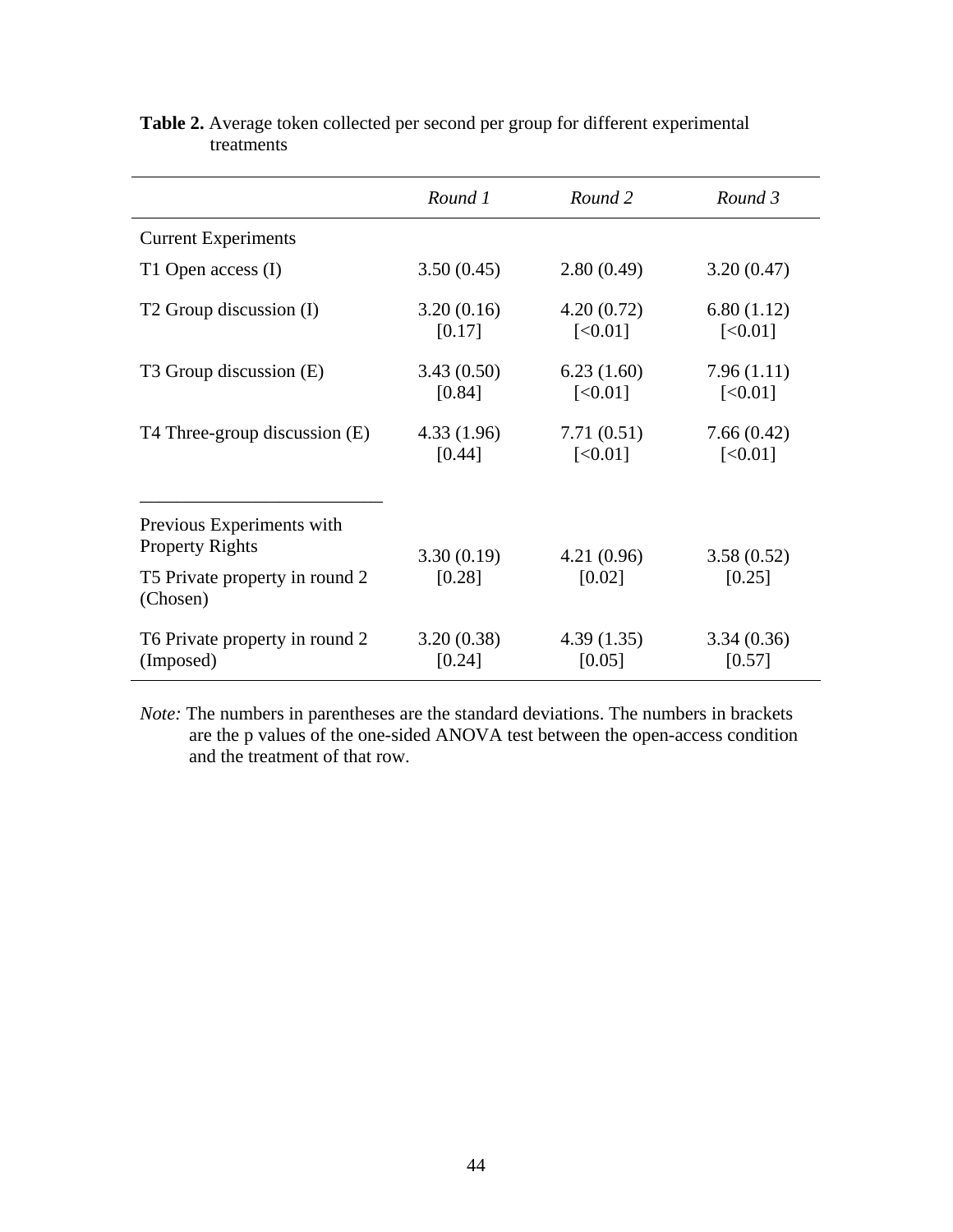**Table 2.** Average token collected per second per group for different experimental treatments

| | *Round 1* | *Round 2* | *Round 3* |
|---|---|---|---|
| Current Experiments | | | |
| T1 Open access (I) | 3.50 (0.45) | 2.80 (0.49) | 3.20 (0.47) |
| T2 Group discussion (I) | 3.20 (0.16) [0.17] | 4.20 (0.72) [<0.01] | 6.80 (1.12) [<0.01] |
| T3 Group discussion (E) | 3.43 (0.50) [0.84] | 6.23 (1.60) [<0.01] | 7.96 (1.11) [<0.01] |
| T4 Three-group discussion (E) | 4.33 (1.96) [0.44] | 7.71 (0.51) [<0.01] | 7.66 (0.42) [<0.01] |
| Previous Experiments with Property Rights | | | |
| T5 Private property in round 2 (Chosen) | 3.30 (0.19) [0.28] | 4.21 (0.96) [0.02] | 3.58 (0.52) [0.25] |
| T6 Private property in round 2 (Imposed) | 3.20 (0.38) [0.24] | 4.39 (1.35) [0.05] | 3.34 (0.36) [0.57] |

*Note:* The numbers in parentheses are the standard deviations. The numbers in brackets are the p values of the one-sided ANOVA test between the open-access condition and the treatment of that row.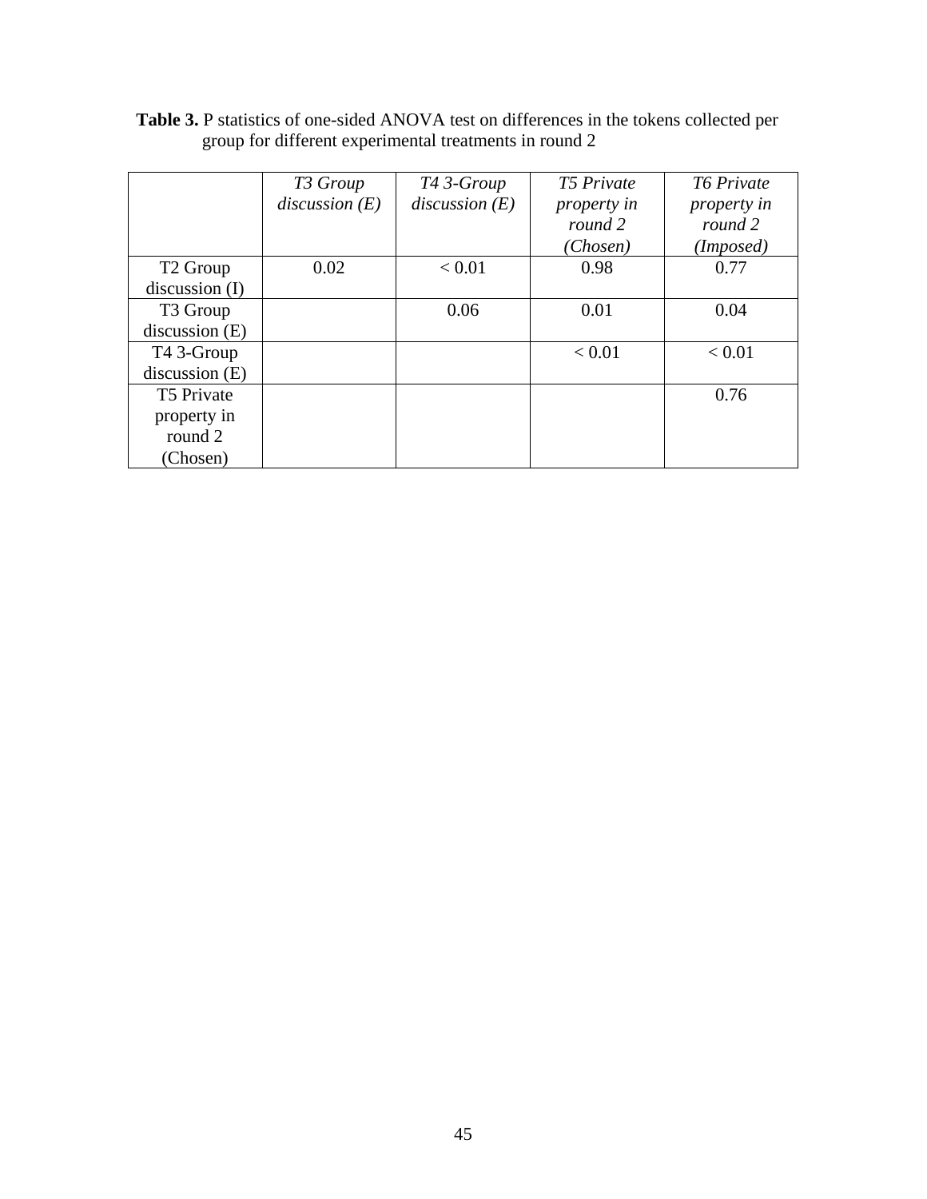**Table 3.** P statistics of one-sided ANOVA test on differences in the tokens collected per group for different experimental treatments in round 2

| | *T3 Group discussion (E)* | *T4 3-Group discussion (E)* | *T5 Private property in round 2 (Chosen)* | *T6 Private property in round 2 (Imposed)* |
|---|---|---|---|---|
| T2 Group discussion (I) | 0.02 | < 0.01 | 0.98 | 0.77 |
| T3 Group discussion (E) | | 0.06 | 0.01 | 0.04 |
| T4 3-Group discussion (E) | | | < 0.01 | < 0.01 |
| T5 Private property in round 2 (Chosen) | | | | 0.76 |